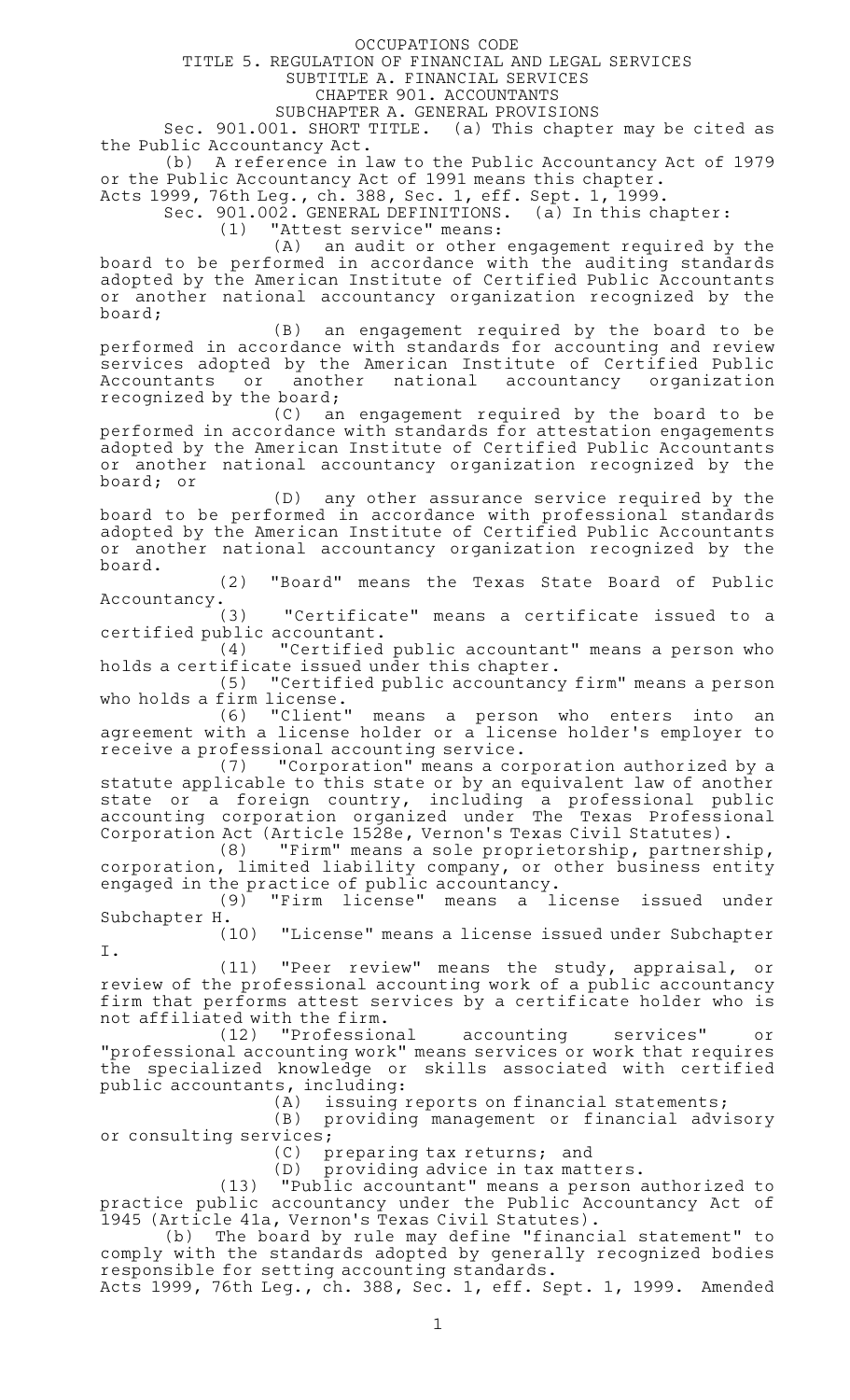# OCCUPATIONS CODE

## TITLE 5. REGULATION OF FINANCIAL AND LEGAL SERVICES

## SUBTITLE A. FINANCIAL SERVICES

## CHAPTER 901. ACCOUNTANTS

### SUBCHAPTER A. GENERAL PROVISIONS

Sec. 901.001. SHORT TITLE. (a) This chapter may be cited as the Public Accountancy Act.

(b) A reference in law to the Public Accountancy Act of 1979 or the Public Accountancy Act of 1991 means this chapter.

Acts 1999, 76th Leg., ch. 388, Sec. 1, eff. Sept. 1, 1999.

Sec. 901.002. GENERAL DEFINITIONS. (a) In this chapter:

(1) "Attest service" means:

(A) an audit or other engagement required by the board to be performed in accordance with the auditing standards adopted by the American Institute of Certified Public Accountants or another national accountancy organization recognized by the board;

(B) an engagement required by the board to be performed in accordance with standards for accounting and review services adopted by the American Institute of Certified Public Accountants or another national accountancy organization recognized by the board;

(C) an engagement required by the board to be performed in accordance with standards for attestation engagements adopted by the American Institute of Certified Public Accountants or another national accountancy organization recognized by the board; or

(D) any other assurance service required by the board to be performed in accordance with professional standards adopted by the American Institute of Certified Public Accountants or another national accountancy organization recognized by the board.

(2) "Board" means the Texas State Board of Public Accountancy.

(3) "Certificate" means a certificate issued to a certified public accountant.

(4) "Certified public accountant" means a person who holds a certificate issued under this chapter.

(5) "Certified public accountancy firm" means a person who holds a firm license.

(6) "Client" means a person who enters into an agreement with a license holder or a license holder's employer to receive a professional accounting service.

(7) "Corporation" means a corporation authorized by a statute applicable to this state or by an equivalent law of another state or a foreign country, including a professional public accounting corporation organized under The Texas Professional Corporation Act (Article 1528e, Vernon's Texas Civil Statutes).

(8) "Firm" means a sole proprietorship, partnership, corporation, limited liability company, or other business entity engaged in the practice of public accountancy.

(9) "Firm license" means a license issued under Subchapter H.

(10) "License" means a license issued under Subchapter I.

(11) "Peer review" means the study, appraisal, or review of the professional accounting work of a public accountancy firm that performs attest services by a certificate holder who is not affiliated with the firm.

(12) "Professional accounting services" or "professional accounting work" means services or work that requires the specialized knowledge or skills associated with certified public accountants, including:

(A) issuing reports on financial statements;

(B) providing management or financial advisory or consulting services;

(C) preparing tax returns; and

(D) providing advice in tax matters.

(13) "Public accountant" means a person authorized to practice public accountancy under the Public Accountancy Act of 1945 (Article 41a, Vernon's Texas Civil Statutes).

(b) The board by rule may define "financial statement" to comply with the standards adopted by generally recognized bodies responsible for setting accounting standards.

Acts 1999, 76th Leg., ch. 388, Sec. 1, eff. Sept. 1, 1999. Amended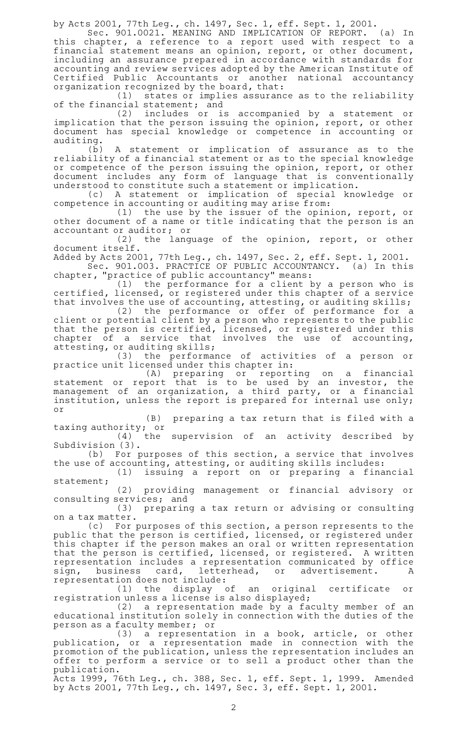by Acts 2001, 77th Leg., ch. 1497, Sec. 1, eff. Sept. 1, 2001.

Sec. 901.0021. MEANING AND IMPLICATION OF REPORT. (a) In this chapter, a reference to a report used with respect to a financial statement means an opinion, report, or other document, including an assurance prepared in accordance with standards for accounting and review services adopted by the American Institute of Certified Public Accountants or another national accountancy organization recognized by the board, that:

(1) states or implies assurance as to the reliability of the financial statement; and

(2) includes or is accompanied by a statement or implication that the person issuing the opinion, report, or other document has special knowledge or competence in accounting or auditing.

(b) A statement or implication of assurance as to the reliability of a financial statement or as to the special knowledge or competence of the person issuing the opinion, report, or other document includes any form of language that is conventionally understood to constitute such a statement or implication.

(c) A statement or implication of special knowledge or competence in accounting or auditing may arise from:

(1) the use by the issuer of the opinion, report, or other document of a name or title indicating that the person is an accountant or auditor; or

(2) the language of the opinion, report, or other document itself.

Added by Acts 2001, 77th Leg., ch. 1497, Sec. 2, eff. Sept. 1, 2001.

Sec. 901.003. PRACTICE OF PUBLIC ACCOUNTANCY. (a) In this chapter, "practice of public accountancy" means:

(1) the performance for a client by a person who is certified, licensed, or registered under this chapter of a service that involves the use of accounting, attesting, or auditing skills;

(2) the performance or offer of performance for a client or potential client by a person who represents to the public that the person is certified, licensed, or registered under this chapter of a service that involves the use of accounting, attesting, or auditing skills;

(3) the performance of activities of a person or practice unit licensed under this chapter in:

(A) preparing or reporting on a financial statement or report that is to be used by an investor, the management of an organization, a third party, or a financial institution, unless the report is prepared for internal use only; or

(B) preparing a tax return that is filed with a taxing authority; or

(4) the supervision of an activity described by Subdivision (3).

(b) For purposes of this section, a service that involves the use of accounting, attesting, or auditing skills includes:

(1) issuing a report on or preparing a financial statement;

(2) providing management or financial advisory or consulting services; and

(3) preparing a tax return or advising or consulting on a tax matter.

(c) For purposes of this section, a person represents to the public that the person is certified, licensed, or registered under this chapter if the person makes an oral or written representation that the person is certified, licensed, or registered. A written representation includes a representation communicated by office sign, business card, letterhead, or advertisement. A representation does not include:

(1) the display of an original certificate or registration unless a license is also displayed;

(2) a representation made by a faculty member of an educational institution solely in connection with the duties of the person as a faculty member; or

(3) a representation in a book, article, or other publication, or a representation made in connection with the promotion of the publication, unless the representation includes an offer to perform a service or to sell a product other than the publication.

Acts 1999, 76th Leg., ch. 388, Sec. 1, eff. Sept. 1, 1999. Amended by Acts 2001, 77th Leg., ch. 1497, Sec. 3, eff. Sept. 1, 2001.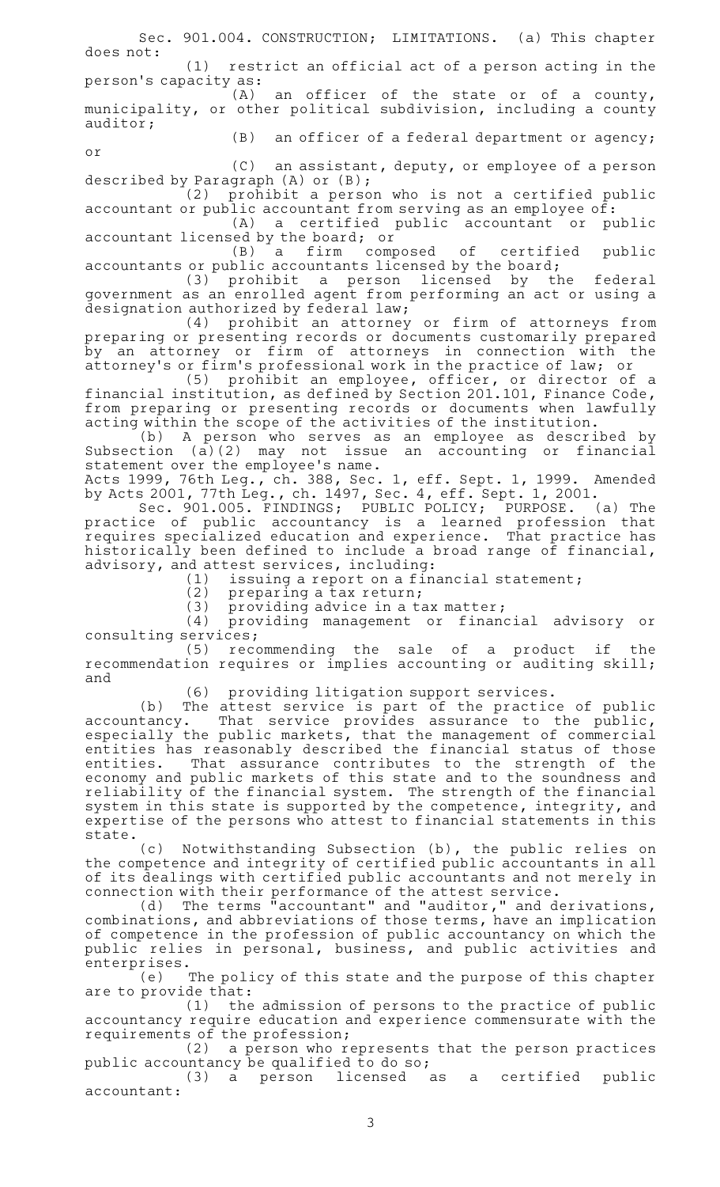Sec. 901.004. CONSTRUCTION; LIMITATIONS. (a) This chapter does not:

(1) restrict an official act of a person acting in the person's capacity as:

(A) an officer of the state or of a county, municipality, or other political subdivision, including a county auditor;

(B) an officer of a federal department or agency; or

(C) an assistant, deputy, or employee of a person described by Paragraph (A) or (B);

(2) prohibit a person who is not a certified public accountant or public accountant from serving as an employee of:

(A) a certified public accountant or public accountant licensed by the board; or

(B) a firm composed of certified public accountants or public accountants licensed by the board;

(3) prohibit a person licensed by the federal government as an enrolled agent from performing an act or using a designation authorized by federal law;

(4) prohibit an attorney or firm of attorneys from preparing or presenting records or documents customarily prepared by an attorney or firm of attorneys in connection with the attorney's or firm's professional work in the practice of law; or

(5) prohibit an employee, officer, or director of a financial institution, as defined by Section 201.101, Finance Code, from preparing or presenting records or documents when lawfully acting within the scope of the activities of the institution.

(b) A person who serves as an employee as described by Subsection (a)(2) may not issue an accounting or financial statement over the employee's name.

Acts 1999, 76th Leg., ch. 388, Sec. 1, eff. Sept. 1, 1999. Amended by Acts 2001, 77th Leg., ch. 1497, Sec. 4, eff. Sept. 1, 2001.

Sec. 901.005. FINDINGS; PUBLIC POLICY; PURPOSE. (a) The practice of public accountancy is a learned profession that requires specialized education and experience. That practice has historically been defined to include a broad range of financial, advisory, and attest services, including:

(1) issuing a report on a financial statement;

(2) preparing a tax return;

(3) providing advice in a tax matter;

(4) providing management or financial advisory or consulting services;

(5) recommending the sale of a product if the recommendation requires or implies accounting or auditing skill; and

(6) providing litigation support services.

(b) The attest service is part of the practice of public accountancy. That service provides assurance to the public, especially the public markets, that the management of commercial entities has reasonably described the financial status of those entities. That assurance contributes to the strength of the economy and public markets of this state and to the soundness and reliability of the financial system. The strength of the financial system in this state is supported by the competence, integrity, and expertise of the persons who attest to financial statements in this state.

(c) Notwithstanding Subsection (b), the public relies on the competence and integrity of certified public accountants in all of its dealings with certified public accountants and not merely in connection with their performance of the attest service.

(d) The terms "accountant" and "auditor," and derivations, combinations, and abbreviations of those terms, have an implication of competence in the profession of public accountancy on which the public relies in personal, business, and public activities and enterprises.

(e) The policy of this state and the purpose of this chapter are to provide that:

(1) the admission of persons to the practice of public accountancy require education and experience commensurate with the requirements of the profession;

(2) a person who represents that the person practices public accountancy be qualified to do so;

(3) a person licensed as a certified public accountant: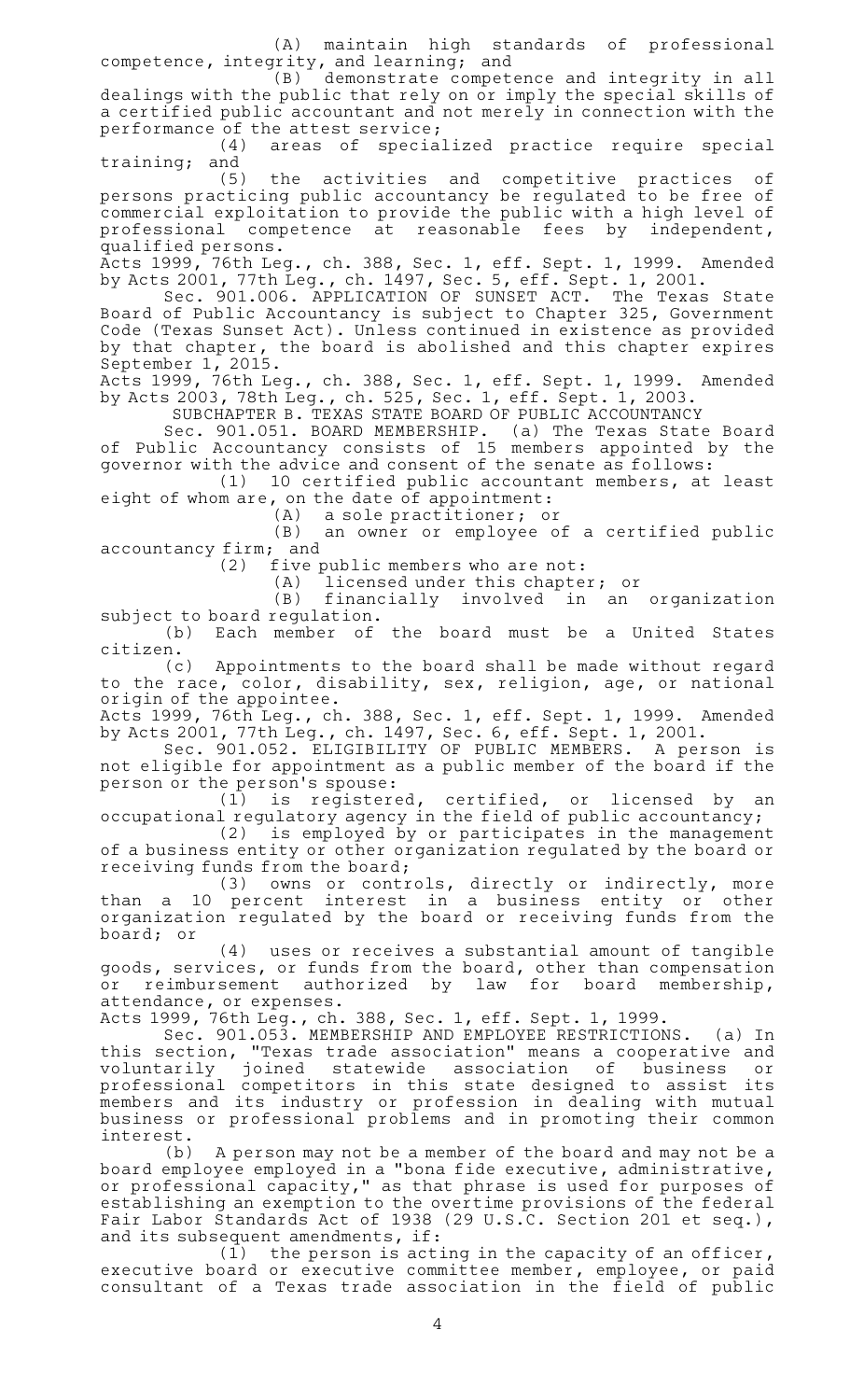(A) maintain high standards of professional competence, integrity, and learning; and

(B) demonstrate competence and integrity in all dealings with the public that rely on or imply the special skills of a certified public accountant and not merely in connection with the performance of the attest service;

(4) areas of specialized practice require special training; and

(5) the activities and competitive practices of persons practicing public accountancy be regulated to be free of commercial exploitation to provide the public with a high level of professional competence at reasonable fees by independent, qualified persons.

Acts 1999, 76th Leg., ch. 388, Sec. 1, eff. Sept. 1, 1999. Amended by Acts 2001, 77th Leg., ch. 1497, Sec. 5, eff. Sept. 1, 2001.

Sec. 901.006. APPLICATION OF SUNSET ACT. The Texas State Board of Public Accountancy is subject to Chapter 325, Government Code (Texas Sunset Act). Unless continued in existence as provided by that chapter, the board is abolished and this chapter expires September 1, 2015.

Acts 1999, 76th Leg., ch. 388, Sec. 1, eff. Sept. 1, 1999. Amended by Acts 2003, 78th Leg., ch. 525, Sec. 1, eff. Sept. 1, 2003.

SUBCHAPTER B. TEXAS STATE BOARD OF PUBLIC ACCOUNTANCY

Sec. 901.051. BOARD MEMBERSHIP. (a) The Texas State Board of Public Accountancy consists of 15 members appointed by the governor with the advice and consent of the senate as follows:

(1) 10 certified public accountant members, at least eight of whom are, on the date of appointment:

(A) a sole practitioner; or

(B) an owner or employee of a certified public accountancy firm; and

(2) five public members who are not:

(A) licensed under this chapter; or

(B) financially involved in an organization subject to board regulation.

(b) Each member of the board must be a United States citizen.

(c) Appointments to the board shall be made without regard to the race, color, disability, sex, religion, age, or national origin of the appointee.

Acts 1999, 76th Leg., ch. 388, Sec. 1, eff. Sept. 1, 1999. Amended by Acts 2001, 77th Leg., ch. 1497, Sec. 6, eff. Sept. 1, 2001.

Sec. 901.052. ELIGIBILITY OF PUBLIC MEMBERS. A person is not eligible for appointment as a public member of the board if the person or the person's spouse:

(1) is registered, certified, or licensed by an occupational regulatory agency in the field of public accountancy;

(2) is employed by or participates in the management of a business entity or other organization regulated by the board or receiving funds from the board;

(3) owns or controls, directly or indirectly, more than a 10 percent interest in a business entity or other organization regulated by the board or receiving funds from the board; or

(4) uses or receives a substantial amount of tangible goods, services, or funds from the board, other than compensation or reimbursement authorized by law for board membership, attendance, or expenses.

Acts 1999, 76th Leg., ch. 388, Sec. 1, eff. Sept. 1, 1999.

Sec. 901.053. MEMBERSHIP AND EMPLOYEE RESTRICTIONS. (a) In this section, "Texas trade association" means a cooperative and voluntarily joined statewide association of business or professional competitors in this state designed to assist its members and its industry or profession in dealing with mutual business or professional problems and in promoting their common interest.

(b) A person may not be a member of the board and may not be a board employee employed in a "bona fide executive, administrative, or professional capacity," as that phrase is used for purposes of establishing an exemption to the overtime provisions of the federal Fair Labor Standards Act of 1938 (29 U.S.C. Section 201 et seq.), and its subsequent amendments, if:

(1) the person is acting in the capacity of an officer, executive board or executive committee member, employee, or paid consultant of a Texas trade association in the field of public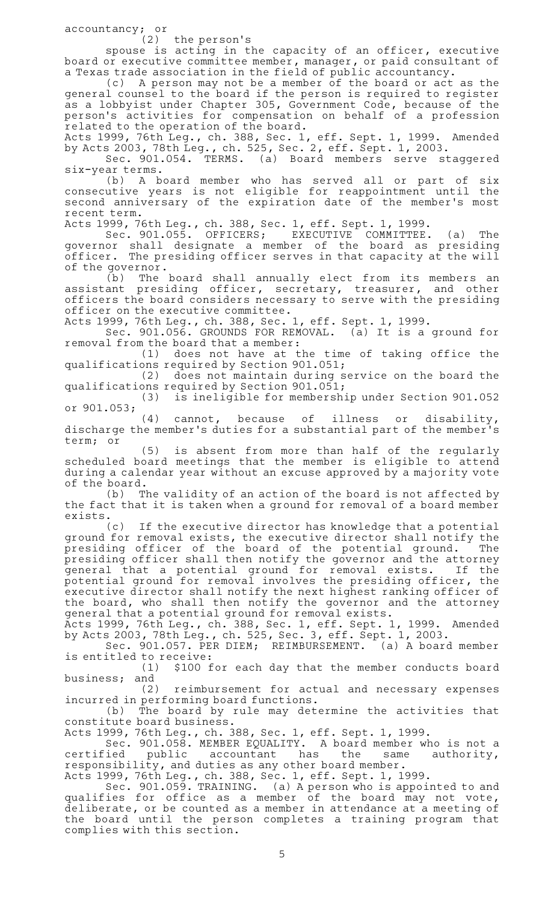accountancy; or

(2) the person's spouse is acting in the capacity of an officer, executive board or executive committee member, manager, or paid consultant of a Texas trade association in the field of public accountancy.

(c) A person may not be a member of the board or act as the general counsel to the board if the person is required to register as a lobbyist under Chapter 305, Government Code, because of the person's activities for compensation on behalf of a profession related to the operation of the board.

Acts 1999, 76th Leg., ch. 388, Sec. 1, eff. Sept. 1, 1999. Amended by Acts 2003, 78th Leg., ch. 525, Sec. 2, eff. Sept. 1, 2003.

Sec. 901.054. TERMS. (a) Board members serve staggered six-year terms.

(b) A board member who has served all or part of six consecutive years is not eligible for reappointment until the second anniversary of the expiration date of the member's most recent term.

Acts 1999, 76th Leg., ch. 388, Sec. 1, eff. Sept. 1, 1999.

Sec. 901.055. OFFICERS; EXECUTIVE COMMITTEE. (a) The governor shall designate a member of the board as presiding officer. The presiding officer serves in that capacity at the will of the governor.

(b) The board shall annually elect from its members an assistant presiding officer, secretary, treasurer, and other officers the board considers necessary to serve with the presiding officer on the executive committee.

Acts 1999, 76th Leg., ch. 388, Sec. 1, eff. Sept. 1, 1999.

Sec. 901.056. GROUNDS FOR REMOVAL. (a) It is a ground for removal from the board that a member:

(1) does not have at the time of taking office the qualifications required by Section 901.051;

(2) does not maintain during service on the board the qualifications required by Section 901.051;

(3) is ineligible for membership under Section 901.052 or 901.053;

(4) cannot, because of illness or disability, discharge the member's duties for a substantial part of the member's term; or

(5) is absent from more than half of the regularly scheduled board meetings that the member is eligible to attend during a calendar year without an excuse approved by a majority vote of the board.

(b) The validity of an action of the board is not affected by the fact that it is taken when a ground for removal of a board member exists.

(c) If the executive director has knowledge that a potential ground for removal exists, the executive director shall notify the presiding officer of the board of the potential ground. The presiding officer shall then notify the governor and the attorney general that a potential ground for removal exists. If the potential ground for removal involves the presiding officer, the executive director shall notify the next highest ranking officer of the board, who shall then notify the governor and the attorney general that a potential ground for removal exists.

Acts 1999, 76th Leg., ch. 388, Sec. 1, eff. Sept. 1, 1999. Amended by Acts 2003, 78th Leg., ch. 525, Sec. 3, eff. Sept. 1, 2003.

Sec. 901.057. PER DIEM; REIMBURSEMENT. (a) A board member is entitled to receive:

(1) $100 for each day that the member conducts board business; and

(2) reimbursement for actual and necessary expenses incurred in performing board functions.

(b) The board by rule may determine the activities that constitute board business.

Acts 1999, 76th Leg., ch. 388, Sec. 1, eff. Sept. 1, 1999.

Sec. 901.058. MEMBER EQUALITY. A board member who is not a certified public accountant has the same authority, responsibility, and duties as any other board member.

Acts 1999, 76th Leg., ch. 388, Sec. 1, eff. Sept. 1, 1999.

Sec. 901.059. TRAINING. (a) A person who is appointed to and qualifies for office as a member of the board may not vote, deliberate, or be counted as a member in attendance at a meeting of the board until the person completes a training program that complies with this section.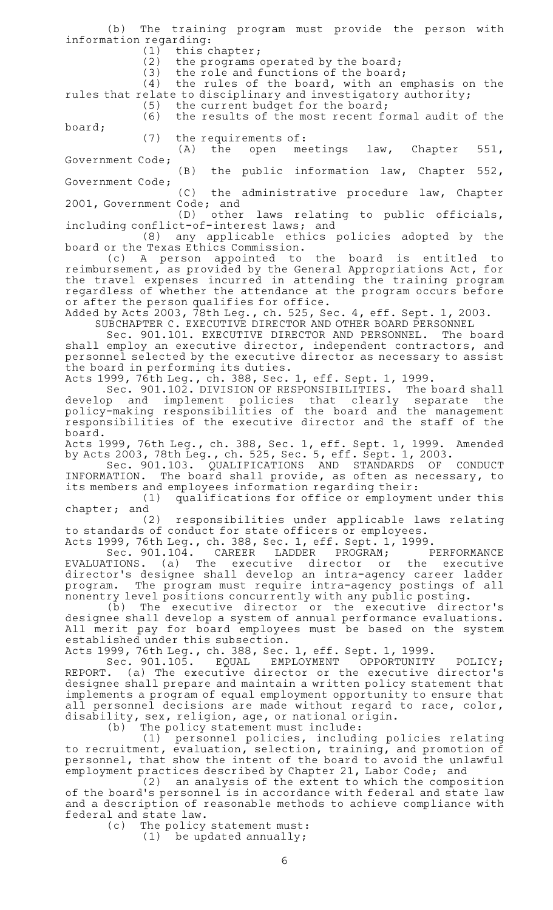(b) The training program must provide the person with information regarding:

(1) this chapter;

(2) the programs operated by the board;

(3) the role and functions of the board;

(4) the rules of the board, with an emphasis on the rules that relate to disciplinary and investigatory authority;

(5) the current budget for the board;

(6) the results of the most recent formal audit of the board;

(7) the requirements of:

(A) the open meetings law, Chapter 551, Government Code;

(B) the public information law, Chapter 552, Government Code;

(C) the administrative procedure law, Chapter 2001, Government Code; and

(D) other laws relating to public officials, including conflict-of-interest laws; and

(8) any applicable ethics policies adopted by the board or the Texas Ethics Commission.

(c) A person appointed to the board is entitled to reimbursement, as provided by the General Appropriations Act, for the travel expenses incurred in attending the training program regardless of whether the attendance at the program occurs before or after the person qualifies for office.

Added by Acts 2003, 78th Leg., ch. 525, Sec. 4, eff. Sept. 1, 2003.

SUBCHAPTER C. EXECUTIVE DIRECTOR AND OTHER BOARD PERSONNEL

Sec. 901.101. EXECUTIVE DIRECTOR AND PERSONNEL. The board shall employ an executive director, independent contractors, and personnel selected by the executive director as necessary to assist the board in performing its duties.

Acts 1999, 76th Leg., ch. 388, Sec. 1, eff. Sept. 1, 1999.

Sec. 901.102. DIVISION OF RESPONSIBILITIES. The board shall develop and implement policies that clearly separate the policy-making responsibilities of the board and the management responsibilities of the executive director and the staff of the board.

Acts 1999, 76th Leg., ch. 388, Sec. 1, eff. Sept. 1, 1999. Amended by Acts 2003, 78th Leg., ch. 525, Sec. 5, eff. Sept. 1, 2003.

Sec. 901.103. QUALIFICATIONS AND STANDARDS OF CONDUCT INFORMATION. The board shall provide, as often as necessary, to its members and employees information regarding their:

(1) qualifications for office or employment under this chapter; and

(2) responsibilities under applicable laws relating to standards of conduct for state officers or employees.

Acts 1999, 76th Leg., ch. 388, Sec. 1, eff. Sept. 1, 1999.

Sec. 901.104. CAREER LADDER PROGRAM; PERFORMANCE EVALUATIONS. (a) The executive director or the executive director's designee shall develop an intra-agency career ladder program. The program must require intra-agency postings of all nonentry level positions concurrently with any public posting.

(b) The executive director or the executive director's designee shall develop a system of annual performance evaluations. All merit pay for board employees must be based on the system established under this subsection.

Acts 1999, 76th Leg., ch. 388, Sec. 1, eff. Sept. 1, 1999.

Sec. 901.105. EQUAL EMPLOYMENT OPPORTUNITY POLICY; REPORT. (a) The executive director or the executive director's designee shall prepare and maintain a written policy statement that implements a program of equal employment opportunity to ensure that all personnel decisions are made without regard to race, color, disability, sex, religion, age, or national origin.

(b) The policy statement must include:

(1) personnel policies, including policies relating to recruitment, evaluation, selection, training, and promotion of personnel, that show the intent of the board to avoid the unlawful employment practices described by Chapter 21, Labor Code; and

(2) an analysis of the extent to which the composition of the board's personnel is in accordance with federal and state law and a description of reasonable methods to achieve compliance with federal and state law.

(c) The policy statement must:

(1) be updated annually;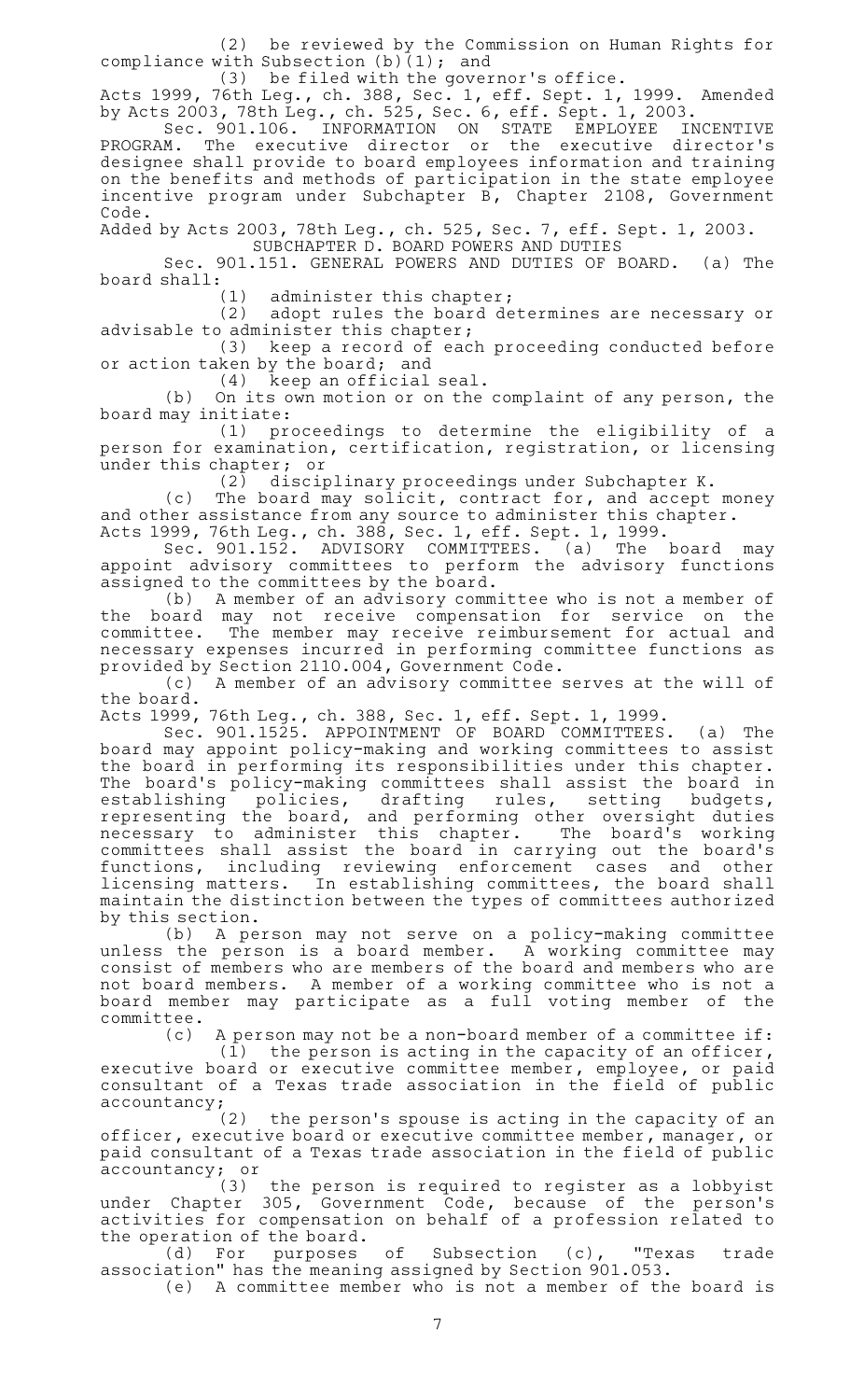(2) be reviewed by the Commission on Human Rights for compliance with Subsection (b)(1); and

(3) be filed with the governor's office.

Acts 1999, 76th Leg., ch. 388, Sec. 1, eff. Sept. 1, 1999. Amended by Acts 2003, 78th Leg., ch. 525, Sec. 6, eff. Sept. 1, 2003.

Sec. 901.106. INFORMATION ON STATE EMPLOYEE INCENTIVE PROGRAM. The executive director or the executive director's designee shall provide to board employees information and training on the benefits and methods of participation in the state employee incentive program under Subchapter B, Chapter 2108, Government Code.

Added by Acts 2003, 78th Leg., ch. 525, Sec. 7, eff. Sept. 1, 2003.

SUBCHAPTER D. BOARD POWERS AND DUTIES

Sec. 901.151. GENERAL POWERS AND DUTIES OF BOARD. (a) The board shall:

(1) administer this chapter;

(2) adopt rules the board determines are necessary or advisable to administer this chapter;

(3) keep a record of each proceeding conducted before or action taken by the board; and

(4) keep an official seal.

(b) On its own motion or on the complaint of any person, the board may initiate:

(1) proceedings to determine the eligibility of a person for examination, certification, registration, or licensing under this chapter; or

(2) disciplinary proceedings under Subchapter K.

(c) The board may solicit, contract for, and accept money and other assistance from any source to administer this chapter.

Acts 1999, 76th Leg., ch. 388, Sec. 1, eff. Sept. 1, 1999.

Sec. 901.152. ADVISORY COMMITTEES. (a) The board may appoint advisory committees to perform the advisory functions assigned to the committees by the board.

(b) A member of an advisory committee who is not a member of the board may not receive compensation for service on the committee. The member may receive reimbursement for actual and necessary expenses incurred in performing committee functions as provided by Section 2110.004, Government Code.

(c) A member of an advisory committee serves at the will of the board.

Acts 1999, 76th Leg., ch. 388, Sec. 1, eff. Sept. 1, 1999.

Sec. 901.1525. APPOINTMENT OF BOARD COMMITTEES. (a) The board may appoint policy-making and working committees to assist the board in performing its responsibilities under this chapter. The board's policy-making committees shall assist the board in establishing policies, drafting rules, setting budgets, representing the board, and performing other oversight duties necessary to administer this chapter. The board's working committees shall assist the board in carrying out the board's functions, including reviewing enforcement cases and other licensing matters. In establishing committees, the board shall maintain the distinction between the types of committees authorized by this section.

(b) A person may not serve on a policy-making committee unless the person is a board member. A working committee may consist of members who are members of the board and members who are not board members. A member of a working committee who is not a board member may participate as a full voting member of the committee.

(c) A person may not be a non-board member of a committee if:

(1) the person is acting in the capacity of an officer, executive board or executive committee member, employee, or paid consultant of a Texas trade association in the field of public accountancy;

(2) the person's spouse is acting in the capacity of an officer, executive board or executive committee member, manager, or paid consultant of a Texas trade association in the field of public accountancy; or

(3) the person is required to register as a lobbyist under Chapter 305, Government Code, because of the person's activities for compensation on behalf of a profession related to the operation of the board.

(d) For purposes of Subsection (c), "Texas trade association" has the meaning assigned by Section 901.053.

(e) A committee member who is not a member of the board is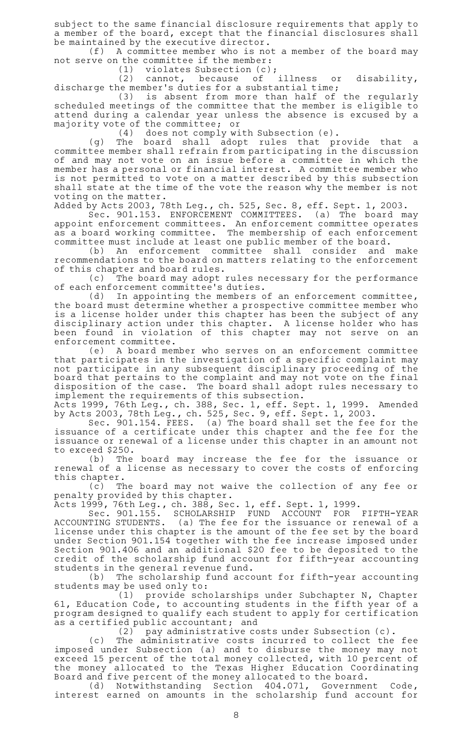subject to the same financial disclosure requirements that apply to a member of the board, except that the financial disclosures shall be maintained by the executive director.

(f) A committee member who is not a member of the board may not serve on the committee if the member:

(1) violates Subsection (c);

(2) cannot, because of illness or disability, discharge the member's duties for a substantial time;

(3) is absent from more than half of the regularly scheduled meetings of the committee that the member is eligible to attend during a calendar year unless the absence is excused by a majority vote of the committee; or

(4) does not comply with Subsection (e).

(g) The board shall adopt rules that provide that a committee member shall refrain from participating in the discussion of and may not vote on an issue before a committee in which the member has a personal or financial interest. A committee member who is not permitted to vote on a matter described by this subsection shall state at the time of the vote the reason why the member is not voting on the matter.

Added by Acts 2003, 78th Leg., ch. 525, Sec. 8, eff. Sept. 1, 2003.

Sec. 901.153. ENFORCEMENT COMMITTEES. (a) The board may appoint enforcement committees. An enforcement committee operates as a board working committee. The membership of each enforcement committee must include at least one public member of the board.

(b) An enforcement committee shall consider and make recommendations to the board on matters relating to the enforcement of this chapter and board rules.

(c) The board may adopt rules necessary for the performance of each enforcement committee's duties.

(d) In appointing the members of an enforcement committee, the board must determine whether a prospective committee member who is a license holder under this chapter has been the subject of any disciplinary action under this chapter. A license holder who has been found in violation of this chapter may not serve on an enforcement committee.

(e) A board member who serves on an enforcement committee that participates in the investigation of a specific complaint may not participate in any subsequent disciplinary proceeding of the board that pertains to the complaint and may not vote on the final disposition of the case. The board shall adopt rules necessary to implement the requirements of this subsection.

Acts 1999, 76th Leg., ch. 388, Sec. 1, eff. Sept. 1, 1999. Amended by Acts 2003, 78th Leg., ch. 525, Sec. 9, eff. Sept. 1, 2003.

Sec. 901.154. FEES. (a) The board shall set the fee for the issuance of a certificate under this chapter and the fee for the issuance or renewal of a license under this chapter in an amount not to exceed $250.

(b) The board may increase the fee for the issuance or renewal of a license as necessary to cover the costs of enforcing this chapter.

(c) The board may not waive the collection of any fee or penalty provided by this chapter.

Acts 1999, 76th Leg., ch. 388, Sec. 1, eff. Sept. 1, 1999.

Sec. 901.155. SCHOLARSHIP FUND ACCOUNT FOR FIFTH-YEAR ACCOUNTING STUDENTS. (a) The fee for the issuance or renewal of a license under this chapter is the amount of the fee set by the board under Section 901.154 together with the fee increase imposed under Section 901.406 and an additional $20 fee to be deposited to the credit of the scholarship fund account for fifth-year accounting students in the general revenue fund.

(b) The scholarship fund account for fifth-year accounting students may be used only to:

(1) provide scholarships under Subchapter N, Chapter 61, Education Code, to accounting students in the fifth year of a program designed to qualify each student to apply for certification as a certified public accountant; and

(2) pay administrative costs under Subsection (c).

(c) The administrative costs incurred to collect the fee imposed under Subsection (a) and to disburse the money may not exceed 15 percent of the total money collected, with 10 percent of the money allocated to the Texas Higher Education Coordinating Board and five percent of the money allocated to the board.

(d) Notwithstanding Section 404.071, Government Code, interest earned on amounts in the scholarship fund account for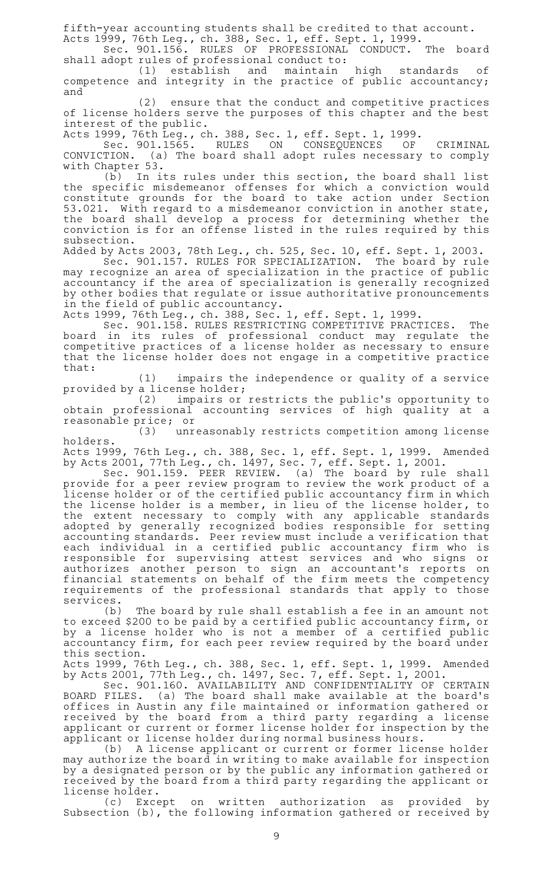fifth-year accounting students shall be credited to that account.
Acts 1999, 76th Leg., ch. 388, Sec. 1, eff. Sept. 1, 1999.

Sec. 901.156. RULES OF PROFESSIONAL CONDUCT. The board shall adopt rules of professional conduct to:

(1) establish and maintain high standards of competence and integrity in the practice of public accountancy; and

(2) ensure that the conduct and competitive practices of license holders serve the purposes of this chapter and the best interest of the public.

Acts 1999, 76th Leg., ch. 388, Sec. 1, eff. Sept. 1, 1999.

Sec. 901.1565. RULES ON CONSEQUENCES OF CRIMINAL CONVICTION. (a) The board shall adopt rules necessary to comply with Chapter 53.

(b) In its rules under this section, the board shall list the specific misdemeanor offenses for which a conviction would constitute grounds for the board to take action under Section 53.021. With regard to a misdemeanor conviction in another state, the board shall develop a process for determining whether the conviction is for an offense listed in the rules required by this subsection.

Added by Acts 2003, 78th Leg., ch. 525, Sec. 10, eff. Sept. 1, 2003.

Sec. 901.157. RULES FOR SPECIALIZATION. The board by rule may recognize an area of specialization in the practice of public accountancy if the area of specialization is generally recognized by other bodies that regulate or issue authoritative pronouncements in the field of public accountancy.

Acts 1999, 76th Leg., ch. 388, Sec. 1, eff. Sept. 1, 1999.

Sec. 901.158. RULES RESTRICTING COMPETITIVE PRACTICES. The board in its rules of professional conduct may regulate the competitive practices of a license holder as necessary to ensure that the license holder does not engage in a competitive practice that:

(1) impairs the independence or quality of a service provided by a license holder;

(2) impairs or restricts the public's opportunity to obtain professional accounting services of high quality at a reasonable price; or

(3) unreasonably restricts competition among license holders.

Acts 1999, 76th Leg., ch. 388, Sec. 1, eff. Sept. 1, 1999. Amended by Acts 2001, 77th Leg., ch. 1497, Sec. 7, eff. Sept. 1, 2001.

Sec. 901.159. PEER REVIEW. (a) The board by rule shall provide for a peer review program to review the work product of a license holder or of the certified public accountancy firm in which the license holder is a member, in lieu of the license holder, to the extent necessary to comply with any applicable standards adopted by generally recognized bodies responsible for setting accounting standards. Peer review must include a verification that each individual in a certified public accountancy firm who is responsible for supervising attest services and who signs or authorizes another person to sign an accountant's reports on financial statements on behalf of the firm meets the competency requirements of the professional standards that apply to those services.

(b) The board by rule shall establish a fee in an amount not to exceed $200 to be paid by a certified public accountancy firm, or by a license holder who is not a member of a certified public accountancy firm, for each peer review required by the board under this section.

Acts 1999, 76th Leg., ch. 388, Sec. 1, eff. Sept. 1, 1999. Amended by Acts 2001, 77th Leg., ch. 1497, Sec. 7, eff. Sept. 1, 2001.

Sec. 901.160. AVAILABILITY AND CONFIDENTIALITY OF CERTAIN BOARD FILES. (a) The board shall make available at the board's offices in Austin any file maintained or information gathered or received by the board from a third party regarding a license applicant or current or former license holder for inspection by the applicant or license holder during normal business hours.

(b) A license applicant or current or former license holder may authorize the board in writing to make available for inspection by a designated person or by the public any information gathered or received by the board from a third party regarding the applicant or license holder.

(c) Except on written authorization as provided by Subsection (b), the following information gathered or received by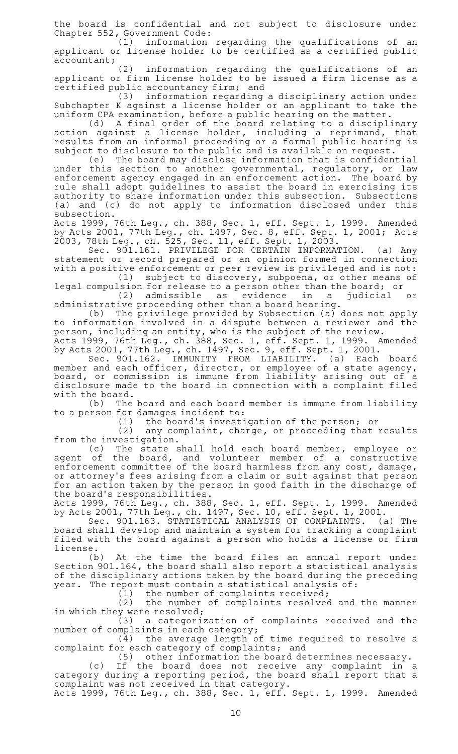the board is confidential and not subject to disclosure under Chapter 552, Government Code:

(1) information regarding the qualifications of an applicant or license holder to be certified as a certified public accountant;

(2) information regarding the qualifications of an applicant or firm license holder to be issued a firm license as a certified public accountancy firm; and

(3) information regarding a disciplinary action under Subchapter K against a license holder or an applicant to take the uniform CPA examination, before a public hearing on the matter.

(d) A final order of the board relating to a disciplinary action against a license holder, including a reprimand, that results from an informal proceeding or a formal public hearing is subject to disclosure to the public and is available on request.

(e) The board may disclose information that is confidential under this section to another governmental, regulatory, or law enforcement agency engaged in an enforcement action. The board by rule shall adopt guidelines to assist the board in exercising its authority to share information under this subsection. Subsections (a) and (c) do not apply to information disclosed under this subsection.

Acts 1999, 76th Leg., ch. 388, Sec. 1, eff. Sept. 1, 1999. Amended by Acts 2001, 77th Leg., ch. 1497, Sec. 8, eff. Sept. 1, 2001; Acts 2003, 78th Leg., ch. 525, Sec. 11, eff. Sept. 1, 2003.

Sec. 901.161. PRIVILEGE FOR CERTAIN INFORMATION. (a) Any statement or record prepared or an opinion formed in connection with a positive enforcement or peer review is privileged and is not:

(1) subject to discovery, subpoena, or other means of legal compulsion for release to a person other than the board; or

(2) admissible as evidence in a judicial or administrative proceeding other than a board hearing.

(b) The privilege provided by Subsection (a) does not apply to information involved in a dispute between a reviewer and the person, including an entity, who is the subject of the review.

Acts 1999, 76th Leg., ch. 388, Sec. 1, eff. Sept. 1, 1999. Amended by Acts 2001, 77th Leg., ch. 1497, Sec. 9, eff. Sept. 1, 2001.

Sec. 901.162. IMMUNITY FROM LIABILITY. (a) Each board member and each officer, director, or employee of a state agency, board, or commission is immune from liability arising out of a disclosure made to the board in connection with a complaint filed with the board.

(b) The board and each board member is immune from liability to a person for damages incident to:

(1) the board's investigation of the person; or

(2) any complaint, charge, or proceeding that results from the investigation.

(c) The state shall hold each board member, employee or agent of the board, and volunteer member of a constructive enforcement committee of the board harmless from any cost, damage, or attorney's fees arising from a claim or suit against that person for an action taken by the person in good faith in the discharge of the board's responsibilities.

Acts 1999, 76th Leg., ch. 388, Sec. 1, eff. Sept. 1, 1999. Amended by Acts 2001, 77th Leg., ch. 1497, Sec. 10, eff. Sept. 1, 2001.

Sec. 901.163. STATISTICAL ANALYSIS OF COMPLAINTS. (a) The board shall develop and maintain a system for tracking a complaint filed with the board against a person who holds a license or firm license.

(b) At the time the board files an annual report under Section 901.164, the board shall also report a statistical analysis of the disciplinary actions taken by the board during the preceding year. The report must contain a statistical analysis of:

(1) the number of complaints received;

(2) the number of complaints resolved and the manner in which they were resolved;

(3) a categorization of complaints received and the number of complaints in each category;

(4) the average length of time required to resolve a complaint for each category of complaints; and

(5) other information the board determines necessary.

(c) If the board does not receive any complaint in a category during a reporting period, the board shall report that a complaint was not received in that category.

Acts 1999, 76th Leg., ch. 388, Sec. 1, eff. Sept. 1, 1999. Amended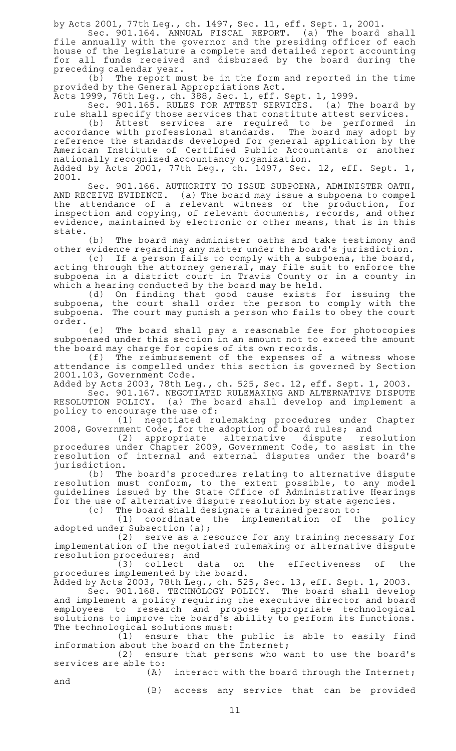by Acts 2001, 77th Leg., ch. 1497, Sec. 11, eff. Sept. 1, 2001.

Sec. 901.164. ANNUAL FISCAL REPORT. (a) The board shall file annually with the governor and the presiding officer of each house of the legislature a complete and detailed report accounting for all funds received and disbursed by the board during the preceding calendar year.

(b) The report must be in the form and reported in the time provided by the General Appropriations Act.

Acts 1999, 76th Leg., ch. 388, Sec. 1, eff. Sept. 1, 1999.

Sec. 901.165. RULES FOR ATTEST SERVICES. (a) The board by rule shall specify those services that constitute attest services.

(b) Attest services are required to be performed in accordance with professional standards. The board may adopt by reference the standards developed for general application by the American Institute of Certified Public Accountants or another nationally recognized accountancy organization.

Added by Acts 2001, 77th Leg., ch. 1497, Sec. 12, eff. Sept. 1, 2001.

Sec. 901.166. AUTHORITY TO ISSUE SUBPOENA, ADMINISTER OATH, AND RECEIVE EVIDENCE. (a) The board may issue a subpoena to compel the attendance of a relevant witness or the production, for inspection and copying, of relevant documents, records, and other evidence, maintained by electronic or other means, that is in this state.

(b) The board may administer oaths and take testimony and other evidence regarding any matter under the board's jurisdiction.

(c) If a person fails to comply with a subpoena, the board, acting through the attorney general, may file suit to enforce the subpoena in a district court in Travis County or in a county in which a hearing conducted by the board may be held.

(d) On finding that good cause exists for issuing the subpoena, the court shall order the person to comply with the subpoena. The court may punish a person who fails to obey the court order.

(e) The board shall pay a reasonable fee for photocopies subpoenaed under this section in an amount not to exceed the amount the board may charge for copies of its own records.

(f) The reimbursement of the expenses of a witness whose attendance is compelled under this section is governed by Section 2001.103, Government Code.

Added by Acts 2003, 78th Leg., ch. 525, Sec. 12, eff. Sept. 1, 2003.

Sec. 901.167. NEGOTIATED RULEMAKING AND ALTERNATIVE DISPUTE RESOLUTION POLICY. (a) The board shall develop and implement a policy to encourage the use of:

(1) negotiated rulemaking procedures under Chapter 2008, Government Code, for the adoption of board rules; and

(2) appropriate alternative dispute resolution procedures under Chapter 2009, Government Code, to assist in the resolution of internal and external disputes under the board's jurisdiction.

(b) The board's procedures relating to alternative dispute resolution must conform, to the extent possible, to any model guidelines issued by the State Office of Administrative Hearings for the use of alternative dispute resolution by state agencies.

(c) The board shall designate a trained person to:

(1) coordinate the implementation of the policy adopted under Subsection (a);

(2) serve as a resource for any training necessary for implementation of the negotiated rulemaking or alternative dispute resolution procedures; and

(3) collect data on the effectiveness of the procedures implemented by the board.

Added by Acts 2003, 78th Leg., ch. 525, Sec. 13, eff. Sept. 1, 2003.

Sec. 901.168. TECHNOLOGY POLICY. The board shall develop and implement a policy requiring the executive director and board employees to research and propose appropriate technological solutions to improve the board's ability to perform its functions. The technological solutions must:

(1) ensure that the public is able to easily find information about the board on the Internet;

(2) ensure that persons who want to use the board's services are able to:

(A) interact with the board through the Internet; and

(B) access any service that can be provided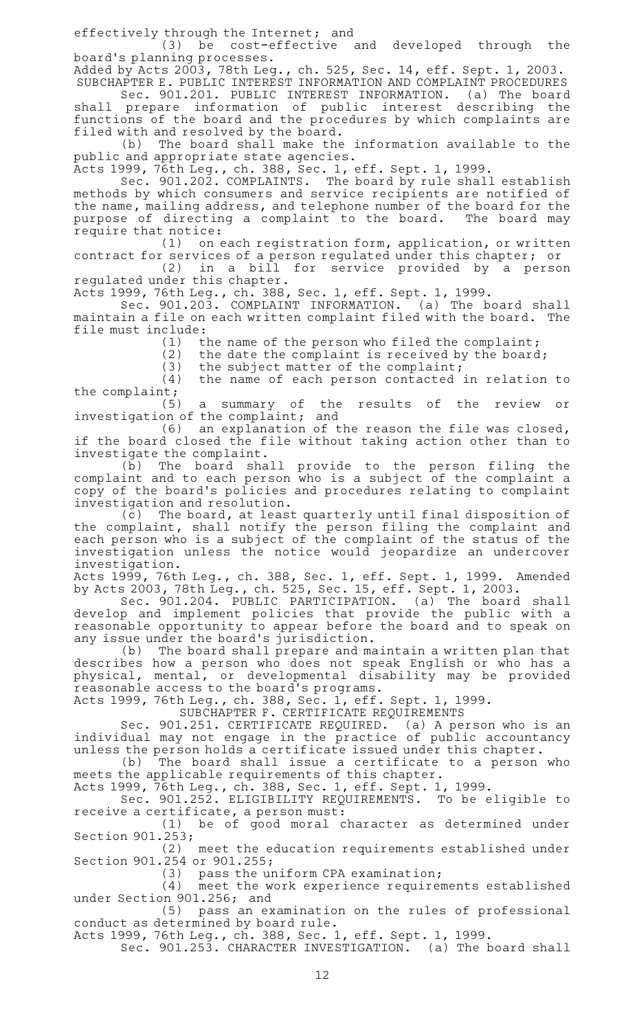effectively through the Internet; and

(3) be cost-effective and developed through the board's planning processes.

Added by Acts 2003, 78th Leg., ch. 525, Sec. 14, eff. Sept. 1, 2003.

SUBCHAPTER E. PUBLIC INTEREST INFORMATION AND COMPLAINT PROCEDURES

Sec. 901.201. PUBLIC INTEREST INFORMATION. (a) The board shall prepare information of public interest describing the functions of the board and the procedures by which complaints are filed with and resolved by the board.

(b) The board shall make the information available to the public and appropriate state agencies.

Acts 1999, 76th Leg., ch. 388, Sec. 1, eff. Sept. 1, 1999.

Sec. 901.202. COMPLAINTS. The board by rule shall establish methods by which consumers and service recipients are notified of the name, mailing address, and telephone number of the board for the purpose of directing a complaint to the board. The board may require that notice:

(1) on each registration form, application, or written contract for services of a person regulated under this chapter; or

(2) in a bill for service provided by a person regulated under this chapter.

Acts 1999, 76th Leg., ch. 388, Sec. 1, eff. Sept. 1, 1999.

Sec. 901.203. COMPLAINT INFORMATION. (a) The board shall maintain a file on each written complaint filed with the board. The file must include:

(1) the name of the person who filed the complaint;

(2) the date the complaint is received by the board;

(3) the subject matter of the complaint;

(4) the name of each person contacted in relation to the complaint;

(5) a summary of the results of the review or investigation of the complaint; and

(6) an explanation of the reason the file was closed, if the board closed the file without taking action other than to investigate the complaint.

(b) The board shall provide to the person filing the complaint and to each person who is a subject of the complaint a copy of the board's policies and procedures relating to complaint investigation and resolution.

(c) The board, at least quarterly until final disposition of the complaint, shall notify the person filing the complaint and each person who is a subject of the complaint of the status of the investigation unless the notice would jeopardize an undercover investigation.

Acts 1999, 76th Leg., ch. 388, Sec. 1, eff. Sept. 1, 1999. Amended by Acts 2003, 78th Leg., ch. 525, Sec. 15, eff. Sept. 1, 2003.

Sec. 901.204. PUBLIC PARTICIPATION. (a) The board shall develop and implement policies that provide the public with a reasonable opportunity to appear before the board and to speak on any issue under the board's jurisdiction.

(b) The board shall prepare and maintain a written plan that describes how a person who does not speak English or who has a physical, mental, or developmental disability may be provided reasonable access to the board's programs.

Acts 1999, 76th Leg., ch. 388, Sec. 1, eff. Sept. 1, 1999.

SUBCHAPTER F. CERTIFICATE REQUIREMENTS

Sec. 901.251. CERTIFICATE REQUIRED. (a) A person who is an individual may not engage in the practice of public accountancy unless the person holds a certificate issued under this chapter.

(b) The board shall issue a certificate to a person who meets the applicable requirements of this chapter.

Acts 1999, 76th Leg., ch. 388, Sec. 1, eff. Sept. 1, 1999.

Sec. 901.252. ELIGIBILITY REQUIREMENTS. To be eligible to receive a certificate, a person must:

(1) be of good moral character as determined under Section 901.253;

(2) meet the education requirements established under Section 901.254 or 901.255;

(3) pass the uniform CPA examination;

(4) meet the work experience requirements established under Section 901.256; and

(5) pass an examination on the rules of professional conduct as determined by board rule.

Acts 1999, 76th Leg., ch. 388, Sec. 1, eff. Sept. 1, 1999.

Sec. 901.253. CHARACTER INVESTIGATION. (a) The board shall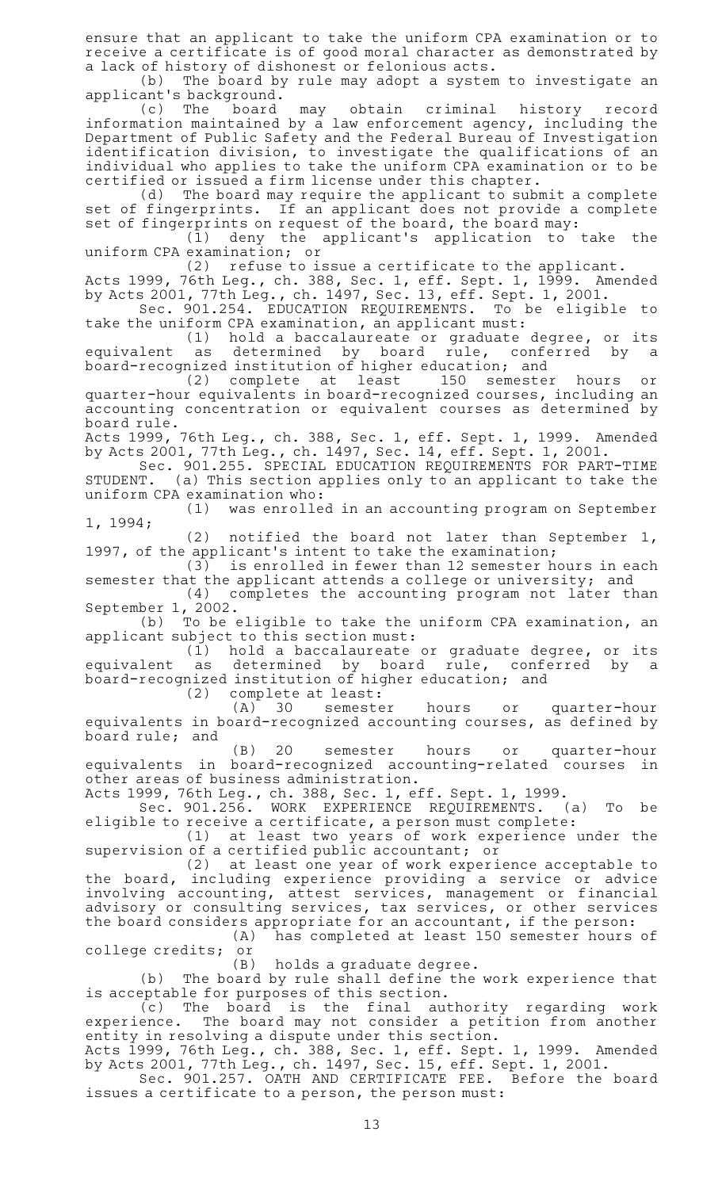ensure that an applicant to take the uniform CPA examination or to receive a certificate is of good moral character as demonstrated by a lack of history of dishonest or felonious acts.

(b) The board by rule may adopt a system to investigate an applicant's background.

(c) The board may obtain criminal history record information maintained by a law enforcement agency, including the Department of Public Safety and the Federal Bureau of Investigation identification division, to investigate the qualifications of an individual who applies to take the uniform CPA examination or to be certified or issued a firm license under this chapter.

(d) The board may require the applicant to submit a complete set of fingerprints. If an applicant does not provide a complete set of fingerprints on request of the board, the board may:

(1) deny the applicant's application to take the uniform CPA examination; or

(2) refuse to issue a certificate to the applicant.

Acts 1999, 76th Leg., ch. 388, Sec. 1, eff. Sept. 1, 1999. Amended by Acts 2001, 77th Leg., ch. 1497, Sec. 13, eff. Sept. 1, 2001.

Sec. 901.254. EDUCATION REQUIREMENTS. To be eligible to take the uniform CPA examination, an applicant must:

(1) hold a baccalaureate or graduate degree, or its equivalent as determined by board rule, conferred by a board-recognized institution of higher education; and

(2) complete at least 150 semester hours or quarter-hour equivalents in board-recognized courses, including an accounting concentration or equivalent courses as determined by board rule.

Acts 1999, 76th Leg., ch. 388, Sec. 1, eff. Sept. 1, 1999. Amended by Acts 2001, 77th Leg., ch. 1497, Sec. 14, eff. Sept. 1, 2001.

Sec. 901.255. SPECIAL EDUCATION REQUIREMENTS FOR PART-TIME STUDENT. (a) This section applies only to an applicant to take the uniform CPA examination who:

(1) was enrolled in an accounting program on September 1, 1994;

(2) notified the board not later than September 1, 1997, of the applicant's intent to take the examination;

(3) is enrolled in fewer than 12 semester hours in each semester that the applicant attends a college or university; and

(4) completes the accounting program not later than September 1, 2002.

(b) To be eligible to take the uniform CPA examination, an applicant subject to this section must:

(1) hold a baccalaureate or graduate degree, or its equivalent as determined by board rule, conferred by a board-recognized institution of higher education; and

(2) complete at least:

(A) 30 semester hours or quarter-hour equivalents in board-recognized accounting courses, as defined by board rule; and

(B) 20 semester hours or quarter-hour equivalents in board-recognized accounting-related courses in other areas of business administration.

Acts 1999, 76th Leg., ch. 388, Sec. 1, eff. Sept. 1, 1999.

Sec. 901.256. WORK EXPERIENCE REQUIREMENTS. (a) To be eligible to receive a certificate, a person must complete:

(1) at least two years of work experience under the supervision of a certified public accountant; or

(2) at least one year of work experience acceptable to the board, including experience providing a service or advice involving accounting, attest services, management or financial advisory or consulting services, tax services, or other services the board considers appropriate for an accountant, if the person:

(A) has completed at least 150 semester hours of college credits; or

(B) holds a graduate degree.

(b) The board by rule shall define the work experience that is acceptable for purposes of this section.

(c) The board is the final authority regarding work experience. The board may not consider a petition from another entity in resolving a dispute under this section.

Acts 1999, 76th Leg., ch. 388, Sec. 1, eff. Sept. 1, 1999. Amended by Acts 2001, 77th Leg., ch. 1497, Sec. 15, eff. Sept. 1, 2001.

Sec. 901.257. OATH AND CERTIFICATE FEE. Before the board issues a certificate to a person, the person must: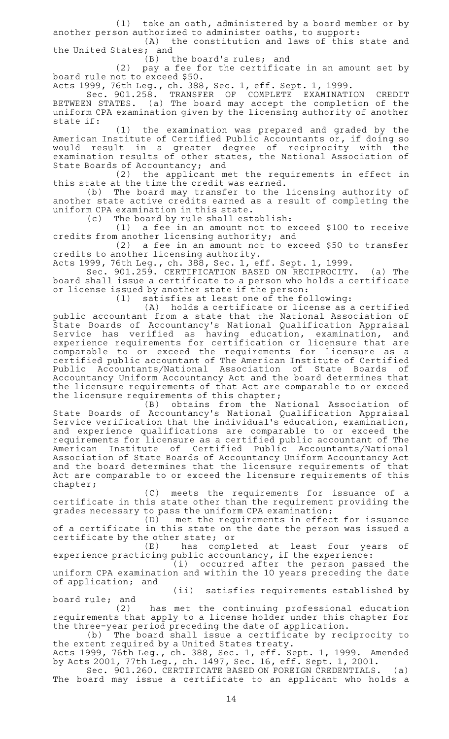(1) take an oath, administered by a board member or by another person authorized to administer oaths, to support:

(A) the constitution and laws of this state and the United States; and

(B) the board's rules; and

(2) pay a fee for the certificate in an amount set by board rule not to exceed $50.

Acts 1999, 76th Leg., ch. 388, Sec. 1, eff. Sept. 1, 1999.

Sec. 901.258. TRANSFER OF COMPLETE EXAMINATION CREDIT BETWEEN STATES. (a) The board may accept the completion of the uniform CPA examination given by the licensing authority of another state if:

(1) the examination was prepared and graded by the American Institute of Certified Public Accountants or, if doing so would result in a greater degree of reciprocity with the examination results of other states, the National Association of State Boards of Accountancy; and

(2) the applicant met the requirements in effect in this state at the time the credit was earned.

(b) The board may transfer to the licensing authority of another state active credits earned as a result of completing the uniform CPA examination in this state.

(c) The board by rule shall establish:

(1) a fee in an amount not to exceed $100 to receive credits from another licensing authority; and

(2) a fee in an amount not to exceed $50 to transfer credits to another licensing authority.

Acts 1999, 76th Leg., ch. 388, Sec. 1, eff. Sept. 1, 1999.

Sec. 901.259. CERTIFICATION BASED ON RECIPROCITY. (a) The board shall issue a certificate to a person who holds a certificate or license issued by another state if the person:

(1) satisfies at least one of the following:

(A) holds a certificate or license as a certified public accountant from a state that the National Association of State Boards of Accountancy's National Qualification Appraisal Service has verified as having education, examination, and experience requirements for certification or licensure that are comparable to or exceed the requirements for licensure as a certified public accountant of The American Institute of Certified Public Accountants/National Association of State Boards of Accountancy Uniform Accountancy Act and the board determines that the licensure requirements of that Act are comparable to or exceed the licensure requirements of this chapter;

(B) obtains from the National Association of State Boards of Accountancy's National Qualification Appraisal Service verification that the individual's education, examination, and experience qualifications are comparable to or exceed the requirements for licensure as a certified public accountant of The American Institute of Certified Public Accountants/National Association of State Boards of Accountancy Uniform Accountancy Act and the board determines that the licensure requirements of that Act are comparable to or exceed the licensure requirements of this chapter;

(C) meets the requirements for issuance of a certificate in this state other than the requirement providing the grades necessary to pass the uniform CPA examination;

(D) met the requirements in effect for issuance of a certificate in this state on the date the person was issued a certificate by the other state; or

(E) has completed at least four years of experience practicing public accountancy, if the experience:

(i) occurred after the person passed the uniform CPA examination and within the 10 years preceding the date of application; and

(ii) satisfies requirements established by board rule; and

(2) has met the continuing professional education requirements that apply to a license holder under this chapter for the three-year period preceding the date of application.

(b) The board shall issue a certificate by reciprocity to the extent required by a United States treaty.

Acts 1999, 76th Leg., ch. 388, Sec. 1, eff. Sept. 1, 1999. Amended by Acts 2001, 77th Leg., ch. 1497, Sec. 16, eff. Sept. 1, 2001.

Sec. 901.260. CERTIFICATE BASED ON FOREIGN CREDENTIALS. (a) The board may issue a certificate to an applicant who holds a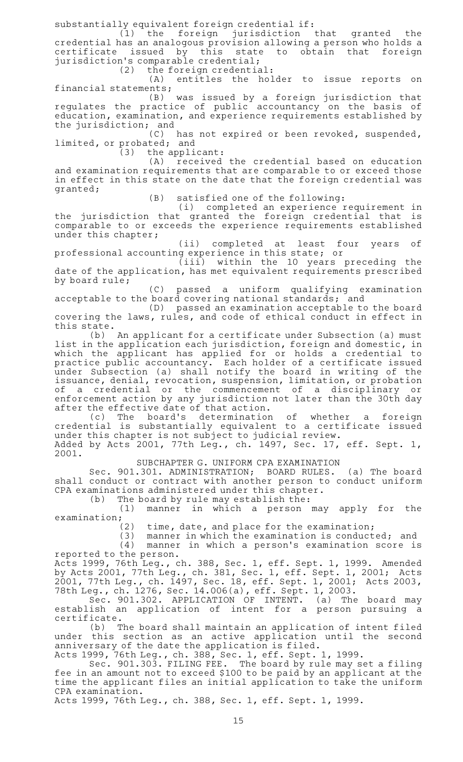substantially equivalent foreign credential if:

(1) the foreign jurisdiction that granted the credential has an analogous provision allowing a person who holds a certificate issued by this state to obtain that foreign jurisdiction's comparable credential;

(2) the foreign credential:

(A) entitles the holder to issue reports on financial statements;

(B) was issued by a foreign jurisdiction that regulates the practice of public accountancy on the basis of education, examination, and experience requirements established by the jurisdiction; and

(C) has not expired or been revoked, suspended, limited, or probated; and

(3) the applicant:

(A) received the credential based on education and examination requirements that are comparable to or exceed those in effect in this state on the date that the foreign credential was granted;

(B) satisfied one of the following:

(i) completed an experience requirement in the jurisdiction that granted the foreign credential that is comparable to or exceeds the experience requirements established under this chapter;

(ii) completed at least four years of professional accounting experience in this state; or

(iii) within the 10 years preceding the date of the application, has met equivalent requirements prescribed by board rule;

(C) passed a uniform qualifying examination acceptable to the board covering national standards; and

(D) passed an examination acceptable to the board covering the laws, rules, and code of ethical conduct in effect in this state.

(b) An applicant for a certificate under Subsection (a) must list in the application each jurisdiction, foreign and domestic, in which the applicant has applied for or holds a credential to practice public accountancy. Each holder of a certificate issued under Subsection (a) shall notify the board in writing of the issuance, denial, revocation, suspension, limitation, or probation of a credential or the commencement of a disciplinary or enforcement action by any jurisdiction not later than the 30th day after the effective date of that action.

(c) The board's determination of whether a foreign credential is substantially equivalent to a certificate issued under this chapter is not subject to judicial review.

Added by Acts 2001, 77th Leg., ch. 1497, Sec. 17, eff. Sept. 1, 2001.

SUBCHAPTER G. UNIFORM CPA EXAMINATION

Sec. 901.301. ADMINISTRATION; BOARD RULES. (a) The board shall conduct or contract with another person to conduct uniform CPA examinations administered under this chapter.

(b) The board by rule may establish the:

(1) manner in which a person may apply for the examination;

(2) time, date, and place for the examination;

(3) manner in which the examination is conducted; and

(4) manner in which a person's examination score is reported to the person.

Acts 1999, 76th Leg., ch. 388, Sec. 1, eff. Sept. 1, 1999. Amended by Acts 2001, 77th Leg., ch. 381, Sec. 1, eff. Sept. 1, 2001; Acts 2001, 77th Leg., ch. 1497, Sec. 18, eff. Sept. 1, 2001; Acts 2003, 78th Leg., ch. 1276, Sec. 14.006(a), eff. Sept. 1, 2003.

Sec. 901.302. APPLICATION OF INTENT. (a) The board may establish an application of intent for a person pursuing a certificate.

(b) The board shall maintain an application of intent filed under this section as an active application until the second anniversary of the date the application is filed.

Acts 1999, 76th Leg., ch. 388, Sec. 1, eff. Sept. 1, 1999.

Sec. 901.303. FILING FEE. The board by rule may set a filing fee in an amount not to exceed $100 to be paid by an applicant at the time the applicant files an initial application to take the uniform CPA examination.

Acts 1999, 76th Leg., ch. 388, Sec. 1, eff. Sept. 1, 1999.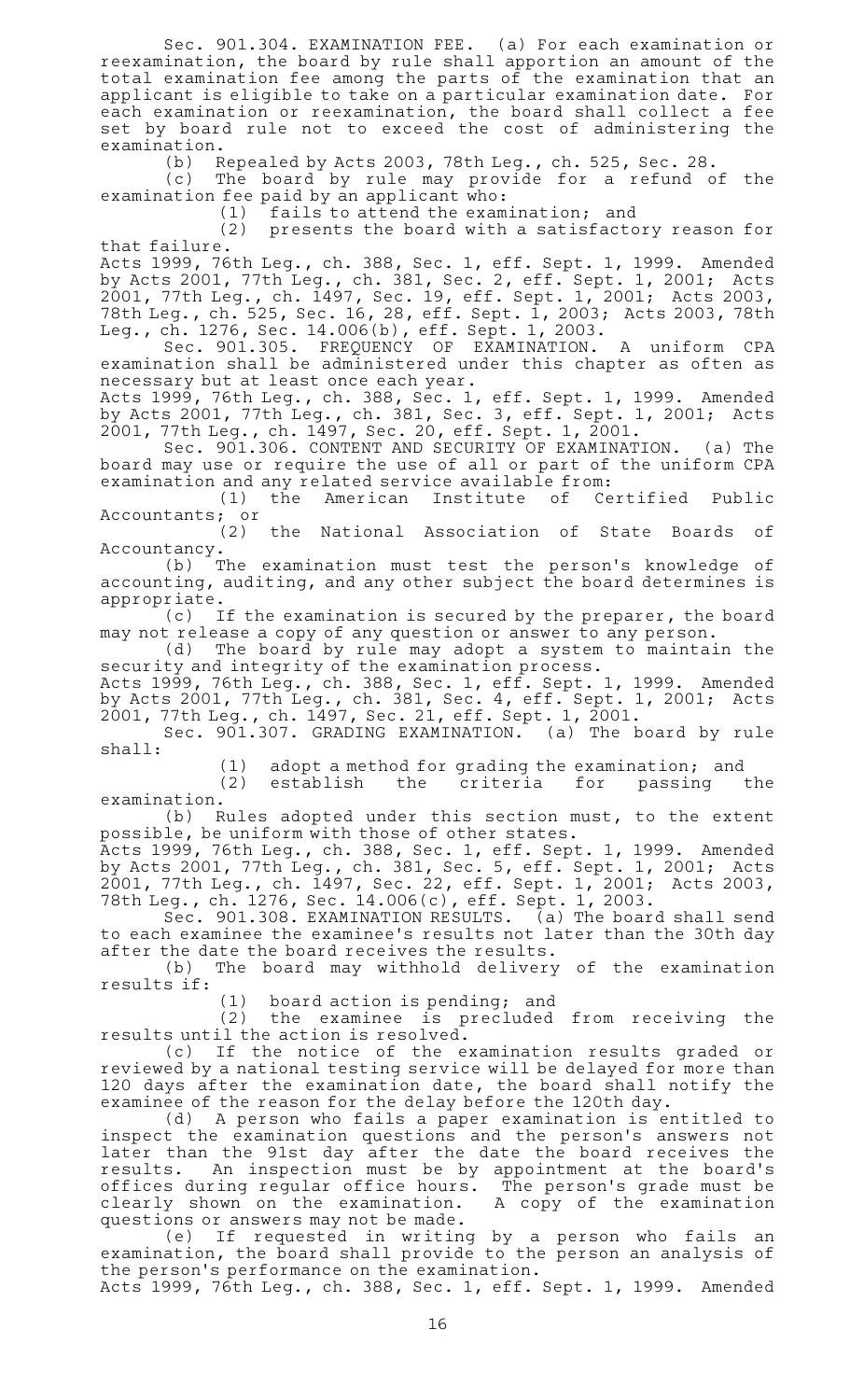Sec. 901.304. EXAMINATION FEE. (a) For each examination or reexamination, the board by rule shall apportion an amount of the total examination fee among the parts of the examination that an applicant is eligible to take on a particular examination date. For each examination or reexamination, the board shall collect a fee set by board rule not to exceed the cost of administering the examination.

(b) Repealed by Acts 2003, 78th Leg., ch. 525, Sec. 28.

(c) The board by rule may provide for a refund of the examination fee paid by an applicant who:

(1) fails to attend the examination; and

(2) presents the board with a satisfactory reason for that failure.

Acts 1999, 76th Leg., ch. 388, Sec. 1, eff. Sept. 1, 1999. Amended by Acts 2001, 77th Leg., ch. 381, Sec. 2, eff. Sept. 1, 2001; Acts 2001, 77th Leg., ch. 1497, Sec. 19, eff. Sept. 1, 2001; Acts 2003, 78th Leg., ch. 525, Sec. 16, 28, eff. Sept. 1, 2003; Acts 2003, 78th Leg., ch. 1276, Sec. 14.006(b), eff. Sept. 1, 2003.

Sec. 901.305. FREQUENCY OF EXAMINATION. A uniform CPA examination shall be administered under this chapter as often as necessary but at least once each year.

Acts 1999, 76th Leg., ch. 388, Sec. 1, eff. Sept. 1, 1999. Amended by Acts 2001, 77th Leg., ch. 381, Sec. 3, eff. Sept. 1, 2001; Acts 2001, 77th Leg., ch. 1497, Sec. 20, eff. Sept. 1, 2001.

Sec. 901.306. CONTENT AND SECURITY OF EXAMINATION. (a) The board may use or require the use of all or part of the uniform CPA examination and any related service available from:

(1) the American Institute of Certified Public Accountants; or

(2) the National Association of State Boards of Accountancy.

(b) The examination must test the person's knowledge of accounting, auditing, and any other subject the board determines is appropriate.

(c) If the examination is secured by the preparer, the board may not release a copy of any question or answer to any person.

(d) The board by rule may adopt a system to maintain the security and integrity of the examination process.

Acts 1999, 76th Leg., ch. 388, Sec. 1, eff. Sept. 1, 1999. Amended by Acts 2001, 77th Leg., ch. 381, Sec. 4, eff. Sept. 1, 2001; Acts 2001, 77th Leg., ch. 1497, Sec. 21, eff. Sept. 1, 2001.

Sec. 901.307. GRADING EXAMINATION. (a) The board by rule shall:

(1) adopt a method for grading the examination; and

(2) establish the criteria for passing the examination.

(b) Rules adopted under this section must, to the extent possible, be uniform with those of other states.

Acts 1999, 76th Leg., ch. 388, Sec. 1, eff. Sept. 1, 1999. Amended by Acts 2001, 77th Leg., ch. 381, Sec. 5, eff. Sept. 1, 2001; Acts 2001, 77th Leg., ch. 1497, Sec. 22, eff. Sept. 1, 2001; Acts 2003, 78th Leg., ch. 1276, Sec. 14.006(c), eff. Sept. 1, 2003.

Sec. 901.308. EXAMINATION RESULTS. (a) The board shall send to each examinee the examinee's results not later than the 30th day after the date the board receives the results.

(b) The board may withhold delivery of the examination results if:

(1) board action is pending; and

(2) the examinee is precluded from receiving the results until the action is resolved.

(c) If the notice of the examination results graded or reviewed by a national testing service will be delayed for more than 120 days after the examination date, the board shall notify the examinee of the reason for the delay before the 120th day.

(d) A person who fails a paper examination is entitled to inspect the examination questions and the person's answers not later than the 91st day after the date the board receives the results. An inspection must be by appointment at the board's offices during regular office hours. The person's grade must be clearly shown on the examination. A copy of the examination questions or answers may not be made.

(e) If requested in writing by a person who fails an examination, the board shall provide to the person an analysis of the person's performance on the examination.

Acts 1999, 76th Leg., ch. 388, Sec. 1, eff. Sept. 1, 1999. Amended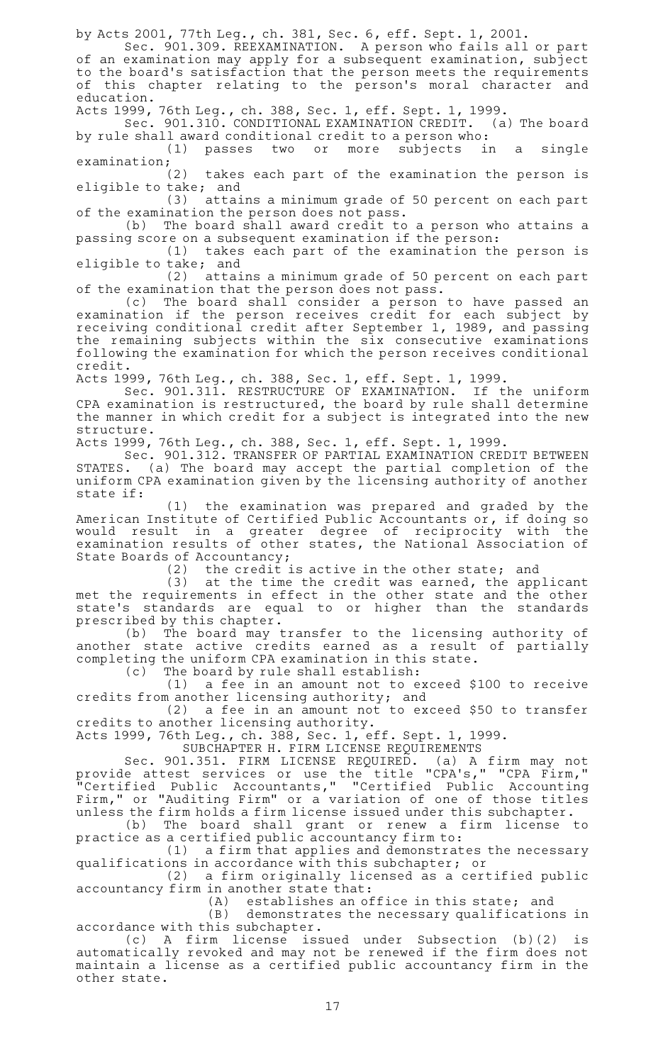by Acts 2001, 77th Leg., ch. 381, Sec. 6, eff. Sept. 1, 2001.

Sec. 901.309. REEXAMINATION. A person who fails all or part of an examination may apply for a subsequent examination, subject to the board's satisfaction that the person meets the requirements of this chapter relating to the person's moral character and education.

Acts 1999, 76th Leg., ch. 388, Sec. 1, eff. Sept. 1, 1999.

Sec. 901.310. CONDITIONAL EXAMINATION CREDIT. (a) The board by rule shall award conditional credit to a person who:

(1) passes two or more subjects in a single examination;

(2) takes each part of the examination the person is eligible to take; and

(3) attains a minimum grade of 50 percent on each part of the examination the person does not pass.

(b) The board shall award credit to a person who attains a passing score on a subsequent examination if the person:

(1) takes each part of the examination the person is eligible to take; and

(2) attains a minimum grade of 50 percent on each part of the examination that the person does not pass.

(c) The board shall consider a person to have passed an examination if the person receives credit for each subject by receiving conditional credit after September 1, 1989, and passing the remaining subjects within the six consecutive examinations following the examination for which the person receives conditional credit.

Acts 1999, 76th Leg., ch. 388, Sec. 1, eff. Sept. 1, 1999.

Sec. 901.311. RESTRUCTURE OF EXAMINATION. If the uniform CPA examination is restructured, the board by rule shall determine the manner in which credit for a subject is integrated into the new structure.

Acts 1999, 76th Leg., ch. 388, Sec. 1, eff. Sept. 1, 1999.

Sec. 901.312. TRANSFER OF PARTIAL EXAMINATION CREDIT BETWEEN STATES. (a) The board may accept the partial completion of the uniform CPA examination given by the licensing authority of another state if:

(1) the examination was prepared and graded by the American Institute of Certified Public Accountants or, if doing so would result in a greater degree of reciprocity with the examination results of other states, the National Association of State Boards of Accountancy;

(2) the credit is active in the other state; and

(3) at the time the credit was earned, the applicant met the requirements in effect in the other state and the other state's standards are equal to or higher than the standards prescribed by this chapter.

(b) The board may transfer to the licensing authority of another state active credits earned as a result of partially completing the uniform CPA examination in this state.

(c) The board by rule shall establish:

(1) a fee in an amount not to exceed $100 to receive credits from another licensing authority; and

(2) a fee in an amount not to exceed $50 to transfer credits to another licensing authority.

Acts 1999, 76th Leg., ch. 388, Sec. 1, eff. Sept. 1, 1999.

## SUBCHAPTER H. FIRM LICENSE REQUIREMENTS

Sec. 901.351. FIRM LICENSE REQUIRED. (a) A firm may not provide attest services or use the title "CPA's," "CPA Firm," "Certified Public Accountants," "Certified Public Accounting Firm," or "Auditing Firm" or a variation of one of those titles unless the firm holds a firm license issued under this subchapter.

(b) The board shall grant or renew a firm license to practice as a certified public accountancy firm to:

(1) a firm that applies and demonstrates the necessary qualifications in accordance with this subchapter; or

(2) a firm originally licensed as a certified public accountancy firm in another state that:

(A) establishes an office in this state; and

(B) demonstrates the necessary qualifications in accordance with this subchapter.

(c) A firm license issued under Subsection (b)(2) is automatically revoked and may not be renewed if the firm does not maintain a license as a certified public accountancy firm in the other state.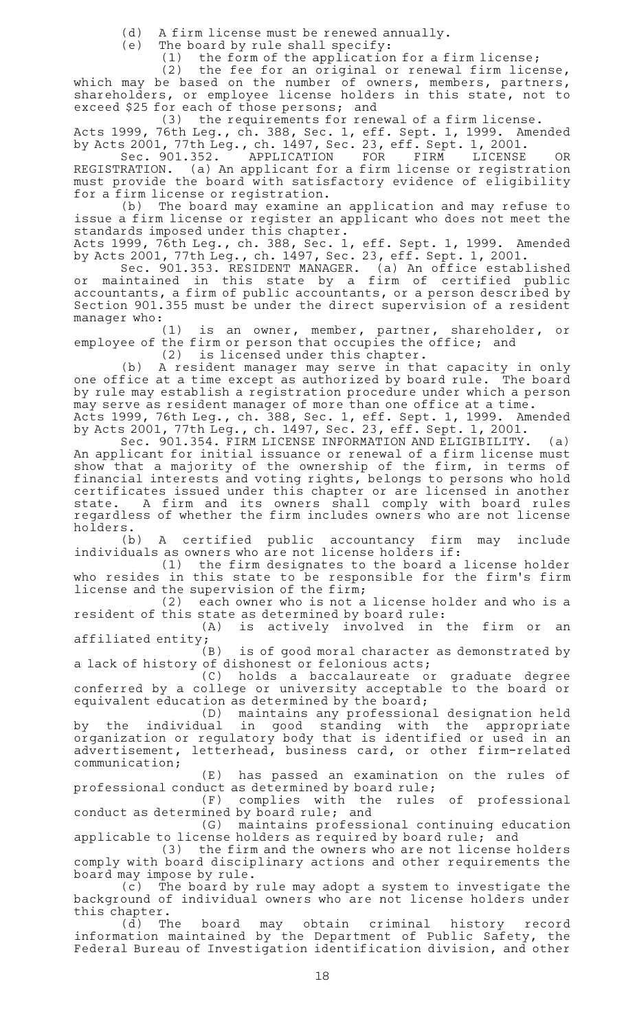(d) A firm license must be renewed annually.

(e) The board by rule shall specify:

(1) the form of the application for a firm license;

(2) the fee for an original or renewal firm license, which may be based on the number of owners, members, partners, shareholders, or employee license holders in this state, not to exceed $25 for each of those persons; and

(3) the requirements for renewal of a firm license.

Acts 1999, 76th Leg., ch. 388, Sec. 1, eff. Sept. 1, 1999. Amended by Acts 2001, 77th Leg., ch. 1497, Sec. 23, eff. Sept. 1, 2001.

Sec. 901.352. APPLICATION FOR FIRM LICENSE OR REGISTRATION. (a) An applicant for a firm license or registration must provide the board with satisfactory evidence of eligibility for a firm license or registration.

(b) The board may examine an application and may refuse to issue a firm license or register an applicant who does not meet the standards imposed under this chapter.

Acts 1999, 76th Leg., ch. 388, Sec. 1, eff. Sept. 1, 1999. Amended by Acts 2001, 77th Leg., ch. 1497, Sec. 23, eff. Sept. 1, 2001.

Sec. 901.353. RESIDENT MANAGER. (a) An office established or maintained in this state by a firm of certified public accountants, a firm of public accountants, or a person described by Section 901.355 must be under the direct supervision of a resident manager who:

(1) is an owner, member, partner, shareholder, or employee of the firm or person that occupies the office; and

(2) is licensed under this chapter.

(b) A resident manager may serve in that capacity in only one office at a time except as authorized by board rule. The board by rule may establish a registration procedure under which a person may serve as resident manager of more than one office at a time.

Acts 1999, 76th Leg., ch. 388, Sec. 1, eff. Sept. 1, 1999. Amended by Acts 2001, 77th Leg., ch. 1497, Sec. 23, eff. Sept. 1, 2001.

Sec. 901.354. FIRM LICENSE INFORMATION AND ELIGIBILITY. (a) An applicant for initial issuance or renewal of a firm license must show that a majority of the ownership of the firm, in terms of financial interests and voting rights, belongs to persons who hold certificates issued under this chapter or are licensed in another state. A firm and its owners shall comply with board rules regardless of whether the firm includes owners who are not license holders.

(b) A certified public accountancy firm may include individuals as owners who are not license holders if:

(1) the firm designates to the board a license holder who resides in this state to be responsible for the firm's firm license and the supervision of the firm;

(2) each owner who is not a license holder and who is a resident of this state as determined by board rule:

(A) is actively involved in the firm or an affiliated entity;

(B) is of good moral character as demonstrated by a lack of history of dishonest or felonious acts;

(C) holds a baccalaureate or graduate degree conferred by a college or university acceptable to the board or equivalent education as determined by the board;

(D) maintains any professional designation held by the individual in good standing with the appropriate organization or regulatory body that is identified or used in an advertisement, letterhead, business card, or other firm-related communication;

(E) has passed an examination on the rules of professional conduct as determined by board rule;

(F) complies with the rules of professional conduct as determined by board rule; and

(G) maintains professional continuing education applicable to license holders as required by board rule; and

(3) the firm and the owners who are not license holders comply with board disciplinary actions and other requirements the board may impose by rule.

(c) The board by rule may adopt a system to investigate the background of individual owners who are not license holders under this chapter.

(d) The board may obtain criminal history record information maintained by the Department of Public Safety, the Federal Bureau of Investigation identification division, and other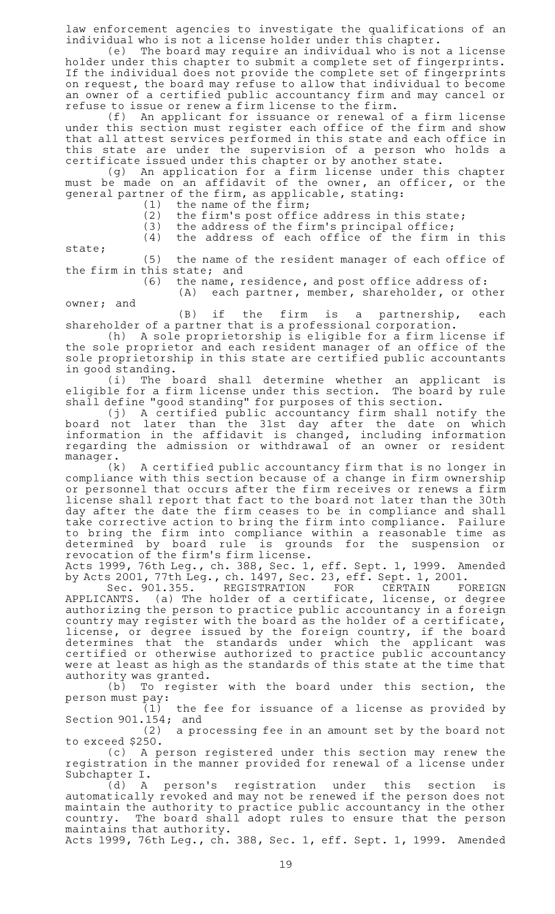law enforcement agencies to investigate the qualifications of an individual who is not a license holder under this chapter.

(e) The board may require an individual who is not a license holder under this chapter to submit a complete set of fingerprints. If the individual does not provide the complete set of fingerprints on request, the board may refuse to allow that individual to become an owner of a certified public accountancy firm and may cancel or refuse to issue or renew a firm license to the firm.

(f) An applicant for issuance or renewal of a firm license under this section must register each office of the firm and show that all attest services performed in this state and each office in this state are under the supervision of a person who holds a certificate issued under this chapter or by another state.

(g) An application for a firm license under this chapter must be made on an affidavit of the owner, an officer, or the general partner of the firm, as applicable, stating:

(1) the name of the firm;

(2) the firm's post office address in this state;

(3) the address of the firm's principal office;

(4) the address of each office of the firm in this state;

(5) the name of the resident manager of each office of the firm in this state; and

(6) the name, residence, and post office address of:

(A) each partner, member, shareholder, or other owner; and

(B) if the firm is a partnership, each shareholder of a partner that is a professional corporation.

(h) A sole proprietorship is eligible for a firm license if the sole proprietor and each resident manager of an office of the sole proprietorship in this state are certified public accountants in good standing.

(i) The board shall determine whether an applicant is eligible for a firm license under this section. The board by rule shall define "good standing" for purposes of this section.

(j) A certified public accountancy firm shall notify the board not later than the 31st day after the date on which information in the affidavit is changed, including information regarding the admission or withdrawal of an owner or resident manager.

(k) A certified public accountancy firm that is no longer in compliance with this section because of a change in firm ownership or personnel that occurs after the firm receives or renews a firm license shall report that fact to the board not later than the 30th day after the date the firm ceases to be in compliance and shall take corrective action to bring the firm into compliance. Failure to bring the firm into compliance within a reasonable time as determined by board rule is grounds for the suspension or revocation of the firm's firm license.

Acts 1999, 76th Leg., ch. 388, Sec. 1, eff. Sept. 1, 1999. Amended by Acts 2001, 77th Leg., ch. 1497, Sec. 23, eff. Sept. 1, 2001.

Sec. 901.355. REGISTRATION FOR CERTAIN FOREIGN APPLICANTS. (a) The holder of a certificate, license, or degree authorizing the person to practice public accountancy in a foreign country may register with the board as the holder of a certificate, license, or degree issued by the foreign country, if the board determines that the standards under which the applicant was certified or otherwise authorized to practice public accountancy were at least as high as the standards of this state at the time that authority was granted.

(b) To register with the board under this section, the person must pay:

(1) the fee for issuance of a license as provided by Section 901.154; and

(2) a processing fee in an amount set by the board not to exceed $250.

(c) A person registered under this section may renew the registration in the manner provided for renewal of a license under Subchapter I.

(d) A person's registration under this section is automatically revoked and may not be renewed if the person does not maintain the authority to practice public accountancy in the other country. The board shall adopt rules to ensure that the person maintains that authority.

Acts 1999, 76th Leg., ch. 388, Sec. 1, eff. Sept. 1, 1999. Amended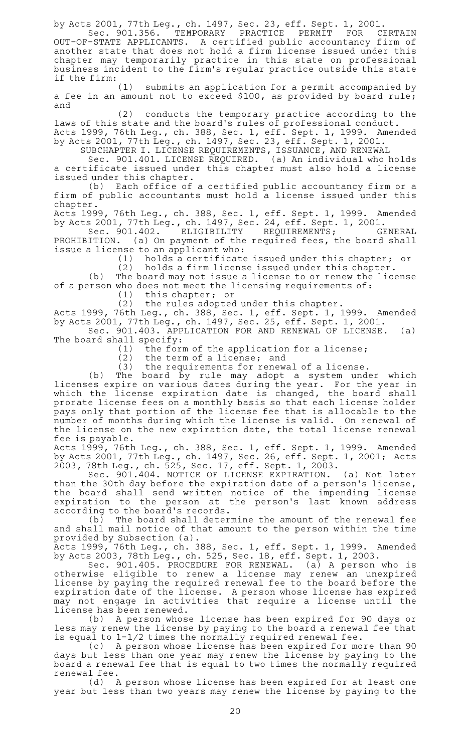by Acts 2001, 77th Leg., ch. 1497, Sec. 23, eff. Sept. 1, 2001.

Sec. 901.356. TEMPORARY PRACTICE PERMIT FOR CERTAIN OUT-OF-STATE APPLICANTS. A certified public accountancy firm of another state that does not hold a firm license issued under this chapter may temporarily practice in this state on professional business incident to the firm's regular practice outside this state if the firm:

(1) submits an application for a permit accompanied by a fee in an amount not to exceed $100, as provided by board rule; and

(2) conducts the temporary practice according to the laws of this state and the board's rules of professional conduct.

Acts 1999, 76th Leg., ch. 388, Sec. 1, eff. Sept. 1, 1999. Amended by Acts 2001, 77th Leg., ch. 1497, Sec. 23, eff. Sept. 1, 2001.

SUBCHAPTER I. LICENSE REQUIREMENTS, ISSUANCE, AND RENEWAL

Sec. 901.401. LICENSE REQUIRED. (a) An individual who holds a certificate issued under this chapter must also hold a license issued under this chapter.

(b) Each office of a certified public accountancy firm or a firm of public accountants must hold a license issued under this chapter.

Acts 1999, 76th Leg., ch. 388, Sec. 1, eff. Sept. 1, 1999. Amended by Acts 2001, 77th Leg., ch. 1497, Sec. 24, eff. Sept. 1, 2001.

Sec. 901.402. ELIGIBILITY REQUIREMENTS; GENERAL PROHIBITION. (a) On payment of the required fees, the board shall issue a license to an applicant who:

(1) holds a certificate issued under this chapter; or

(2) holds a firm license issued under this chapter.

(b) The board may not issue a license to or renew the license of a person who does not meet the licensing requirements of:

(1) this chapter; or

(2) the rules adopted under this chapter.

Acts 1999, 76th Leg., ch. 388, Sec. 1, eff. Sept. 1, 1999. Amended by Acts 2001, 77th Leg., ch. 1497, Sec. 25, eff. Sept. 1, 2001.

Sec. 901.403. APPLICATION FOR AND RENEWAL OF LICENSE. (a) The board shall specify:

(1) the form of the application for a license;

(2) the term of a license; and

(3) the requirements for renewal of a license.

(b) The board by rule may adopt a system under which licenses expire on various dates during the year. For the year in which the license expiration date is changed, the board shall prorate license fees on a monthly basis so that each license holder pays only that portion of the license fee that is allocable to the number of months during which the license is valid. On renewal of the license on the new expiration date, the total license renewal fee is payable.

Acts 1999, 76th Leg., ch. 388, Sec. 1, eff. Sept. 1, 1999. Amended by Acts 2001, 77th Leg., ch. 1497, Sec. 26, eff. Sept. 1, 2001; Acts 2003, 78th Leg., ch. 525, Sec. 17, eff. Sept. 1, 2003.

Sec. 901.404. NOTICE OF LICENSE EXPIRATION. (a) Not later than the 30th day before the expiration date of a person's license, the board shall send written notice of the impending license expiration to the person at the person's last known address according to the board's records.

(b) The board shall determine the amount of the renewal fee and shall mail notice of that amount to the person within the time provided by Subsection (a).

Acts 1999, 76th Leg., ch. 388, Sec. 1, eff. Sept. 1, 1999. Amended by Acts 2003, 78th Leg., ch. 525, Sec. 18, eff. Sept. 1, 2003.

Sec. 901.405. PROCEDURE FOR RENEWAL. (a) A person who is otherwise eligible to renew a license may renew an unexpired license by paying the required renewal fee to the board before the expiration date of the license. A person whose license has expired may not engage in activities that require a license until the license has been renewed.

(b) A person whose license has been expired for 90 days or less may renew the license by paying to the board a renewal fee that is equal to 1-1/2 times the normally required renewal fee.

(c) A person whose license has been expired for more than 90 days but less than one year may renew the license by paying to the board a renewal fee that is equal to two times the normally required renewal fee.

(d) A person whose license has been expired for at least one year but less than two years may renew the license by paying to the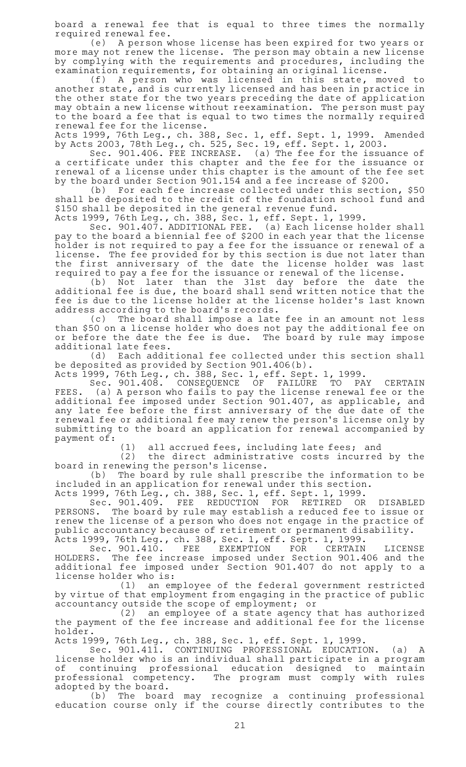board a renewal fee that is equal to three times the normally required renewal fee.

(e) A person whose license has been expired for two years or more may not renew the license. The person may obtain a new license by complying with the requirements and procedures, including the examination requirements, for obtaining an original license.

(f) A person who was licensed in this state, moved to another state, and is currently licensed and has been in practice in the other state for the two years preceding the date of application may obtain a new license without reexamination. The person must pay to the board a fee that is equal to two times the normally required renewal fee for the license.

Acts 1999, 76th Leg., ch. 388, Sec. 1, eff. Sept. 1, 1999. Amended by Acts 2003, 78th Leg., ch. 525, Sec. 19, eff. Sept. 1, 2003.

Sec. 901.406. FEE INCREASE. (a) The fee for the issuance of a certificate under this chapter and the fee for the issuance or renewal of a license under this chapter is the amount of the fee set by the board under Section 901.154 and a fee increase of $200.

(b) For each fee increase collected under this section, $50 shall be deposited to the credit of the foundation school fund and $150 shall be deposited in the general revenue fund.

Acts 1999, 76th Leg., ch. 388, Sec. 1, eff. Sept. 1, 1999.

Sec. 901.407. ADDITIONAL FEE. (a) Each license holder shall pay to the board a biennial fee of $200 in each year that the license holder is not required to pay a fee for the issuance or renewal of a license. The fee provided for by this section is due not later than the first anniversary of the date the license holder was last required to pay a fee for the issuance or renewal of the license.

(b) Not later than the 31st day before the date the additional fee is due, the board shall send written notice that the fee is due to the license holder at the license holder's last known address according to the board's records.

(c) The board shall impose a late fee in an amount not less than $50 on a license holder who does not pay the additional fee on or before the date the fee is due. The board by rule may impose additional late fees.

(d) Each additional fee collected under this section shall be deposited as provided by Section 901.406(b).

Acts 1999, 76th Leg., ch. 388, Sec. 1, eff. Sept. 1, 1999.

Sec. 901.408. CONSEQUENCE OF FAILURE TO PAY CERTAIN FEES. (a) A person who fails to pay the license renewal fee or the additional fee imposed under Section 901.407, as applicable, and any late fee before the first anniversary of the due date of the renewal fee or additional fee may renew the person's license only by submitting to the board an application for renewal accompanied by payment of:

(1) all accrued fees, including late fees; and

(2) the direct administrative costs incurred by the board in renewing the person's license.

(b) The board by rule shall prescribe the information to be included in an application for renewal under this section.

Acts 1999, 76th Leg., ch. 388, Sec. 1, eff. Sept. 1, 1999.

Sec. 901.409. FEE REDUCTION FOR RETIRED OR DISABLED PERSONS. The board by rule may establish a reduced fee to issue or renew the license of a person who does not engage in the practice of public accountancy because of retirement or permanent disability.

Acts 1999, 76th Leg., ch. 388, Sec. 1, eff. Sept. 1, 1999.

Sec. 901.410. FEE EXEMPTION FOR CERTAIN LICENSE HOLDERS. The fee increase imposed under Section 901.406 and the additional fee imposed under Section 901.407 do not apply to a license holder who is:

(1) an employee of the federal government restricted by virtue of that employment from engaging in the practice of public accountancy outside the scope of employment; or

(2) an employee of a state agency that has authorized the payment of the fee increase and additional fee for the license holder.

Acts 1999, 76th Leg., ch. 388, Sec. 1, eff. Sept. 1, 1999.

Sec. 901.411. CONTINUING PROFESSIONAL EDUCATION. (a) A license holder who is an individual shall participate in a program of continuing professional education designed to maintain professional competency. The program must comply with rules adopted by the board.

(b) The board may recognize a continuing professional education course only if the course directly contributes to the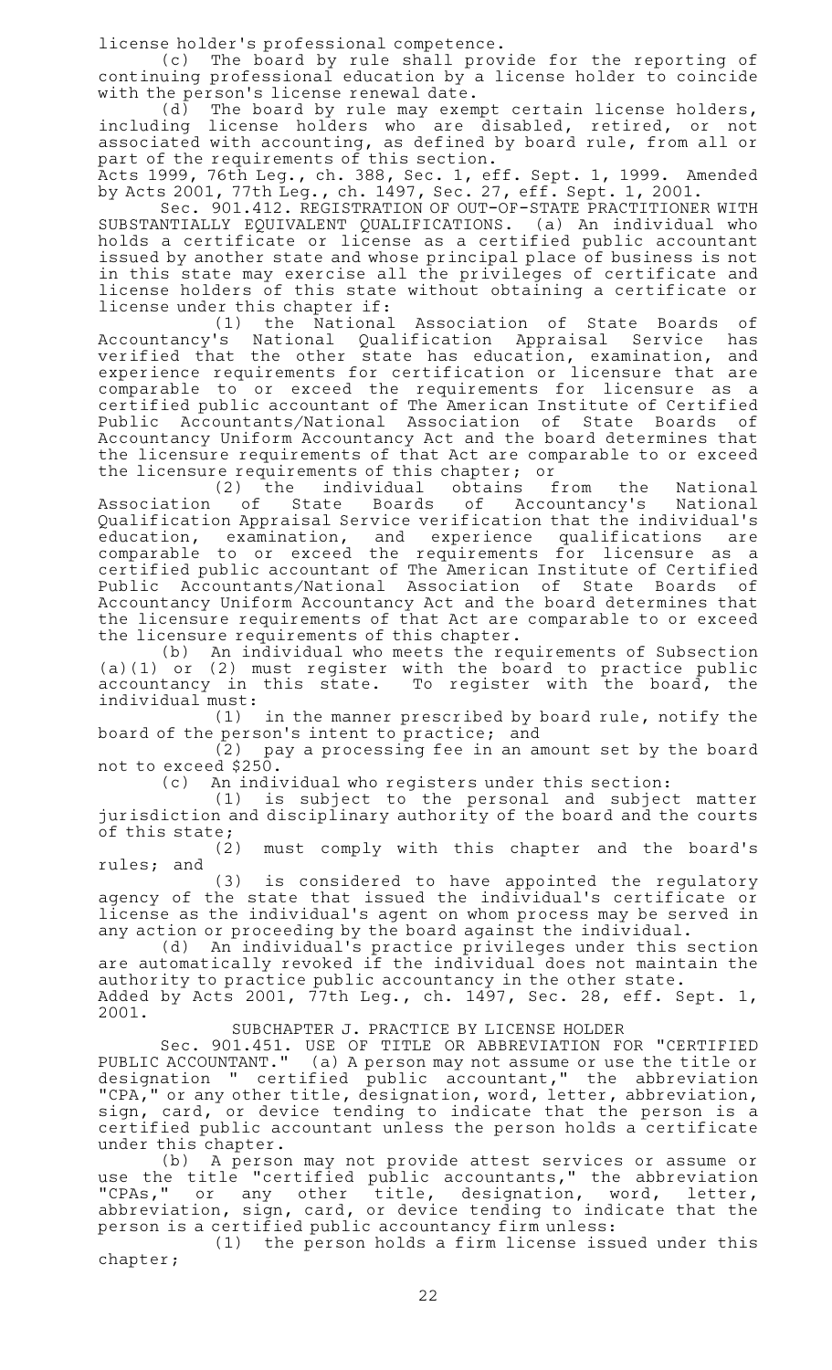license holder's professional competence.

(c) The board by rule shall provide for the reporting of continuing professional education by a license holder to coincide with the person's license renewal date.

(d) The board by rule may exempt certain license holders, including license holders who are disabled, retired, or not associated with accounting, as defined by board rule, from all or part of the requirements of this section.

Acts 1999, 76th Leg., ch. 388, Sec. 1, eff. Sept. 1, 1999. Amended by Acts 2001, 77th Leg., ch. 1497, Sec. 27, eff. Sept. 1, 2001.

Sec. 901.412. REGISTRATION OF OUT-OF-STATE PRACTITIONER WITH SUBSTANTIALLY EQUIVALENT QUALIFICATIONS. (a) An individual who holds a certificate or license as a certified public accountant issued by another state and whose principal place of business is not in this state may exercise all the privileges of certificate and license holders of this state without obtaining a certificate or license under this chapter if:

(1) the National Association of State Boards of Accountancy's National Qualification Appraisal Service has verified that the other state has education, examination, and experience requirements for certification or licensure that are comparable to or exceed the requirements for licensure as a certified public accountant of The American Institute of Certified Public Accountants/National Association of State Boards of Accountancy Uniform Accountancy Act and the board determines that the licensure requirements of that Act are comparable to or exceed the licensure requirements of this chapter; or

(2) the individual obtains from the National Association of State Boards of Accountancy's National Qualification Appraisal Service verification that the individual's education, examination, and experience qualifications are comparable to or exceed the requirements for licensure as a certified public accountant of The American Institute of Certified Public Accountants/National Association of State Boards of Accountancy Uniform Accountancy Act and the board determines that the licensure requirements of that Act are comparable to or exceed the licensure requirements of this chapter.

(b) An individual who meets the requirements of Subsection (a)(1) or (2) must register with the board to practice public accountancy in this state. To register with the board, the individual must:

(1) in the manner prescribed by board rule, notify the board of the person's intent to practice; and

(2) pay a processing fee in an amount set by the board not to exceed $250.

(c) An individual who registers under this section:

(1) is subject to the personal and subject matter jurisdiction and disciplinary authority of the board and the courts of this state;

(2) must comply with this chapter and the board's rules; and

(3) is considered to have appointed the regulatory agency of the state that issued the individual's certificate or license as the individual's agent on whom process may be served in any action or proceeding by the board against the individual.

(d) An individual's practice privileges under this section are automatically revoked if the individual does not maintain the authority to practice public accountancy in the other state.

Added by Acts 2001, 77th Leg., ch. 1497, Sec. 28, eff. Sept. 1, 2001.

SUBCHAPTER J. PRACTICE BY LICENSE HOLDER

Sec. 901.451. USE OF TITLE OR ABBREVIATION FOR "CERTIFIED PUBLIC ACCOUNTANT." (a) A person may not assume or use the title or designation " certified public accountant," the abbreviation "CPA," or any other title, designation, word, letter, abbreviation, sign, card, or device tending to indicate that the person is a certified public accountant unless the person holds a certificate under this chapter.

(b) A person may not provide attest services or assume or use the title "certified public accountants," the abbreviation "CPAs," or any other title, designation, word, letter, abbreviation, sign, card, or device tending to indicate that the person is a certified public accountancy firm unless:

(1) the person holds a firm license issued under this chapter;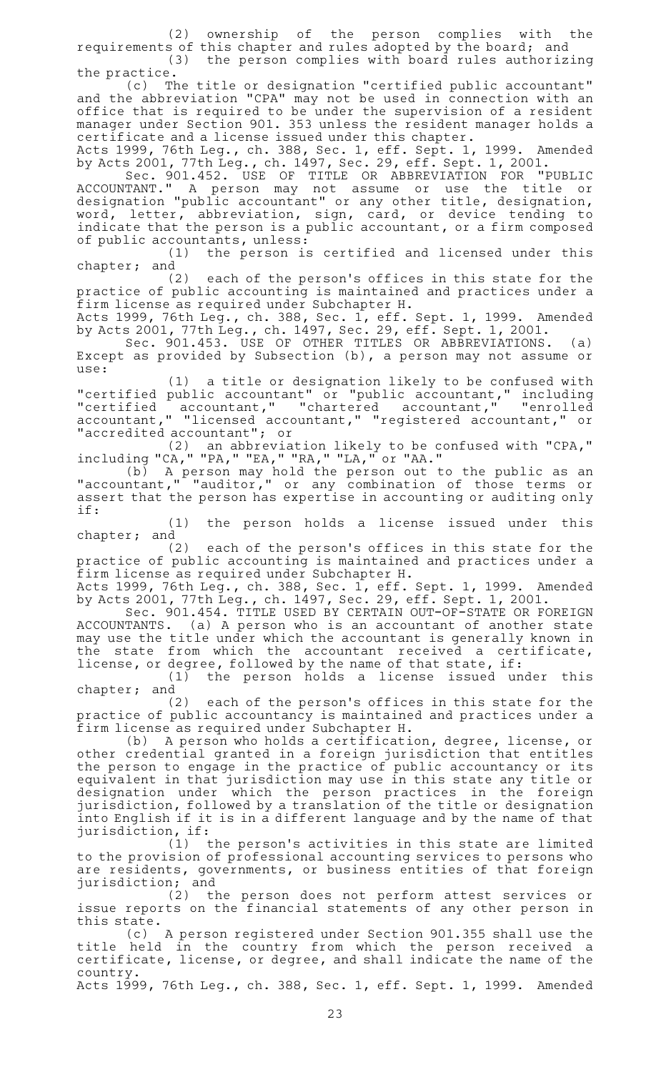(2) ownership of the person complies with the requirements of this chapter and rules adopted by the board; and

(3) the person complies with board rules authorizing the practice.

(c) The title or designation "certified public accountant" and the abbreviation "CPA" may not be used in connection with an office that is required to be under the supervision of a resident manager under Section 901. 353 unless the resident manager holds a certificate and a license issued under this chapter.

Acts 1999, 76th Leg., ch. 388, Sec. 1, eff. Sept. 1, 1999. Amended by Acts 2001, 77th Leg., ch. 1497, Sec. 29, eff. Sept. 1, 2001.

Sec. 901.452. USE OF TITLE OR ABBREVIATION FOR "PUBLIC ACCOUNTANT." A person may not assume or use the title or designation "public accountant" or any other title, designation, word, letter, abbreviation, sign, card, or device tending to indicate that the person is a public accountant, or a firm composed of public accountants, unless:

(1) the person is certified and licensed under this chapter; and

(2) each of the person's offices in this state for the practice of public accounting is maintained and practices under a firm license as required under Subchapter H.

Acts 1999, 76th Leg., ch. 388, Sec. 1, eff. Sept. 1, 1999. Amended by Acts 2001, 77th Leg., ch. 1497, Sec. 29, eff. Sept. 1, 2001.

Sec. 901.453. USE OF OTHER TITLES OR ABBREVIATIONS. (a) Except as provided by Subsection (b), a person may not assume or use:

(1) a title or designation likely to be confused with "certified public accountant" or "public accountant," including "certified accountant," "chartered accountant," "enrolled accountant," "licensed accountant," "registered accountant," or "accredited accountant"; or

(2) an abbreviation likely to be confused with "CPA," including "CA," "PA," "EA," "RA," "LA," or "AA."

(b) A person may hold the person out to the public as an "accountant," "auditor," or any combination of those terms or assert that the person has expertise in accounting or auditing only if:

(1) the person holds a license issued under this chapter; and

(2) each of the person's offices in this state for the practice of public accounting is maintained and practices under a firm license as required under Subchapter H.

Acts 1999, 76th Leg., ch. 388, Sec. 1, eff. Sept. 1, 1999. Amended by Acts 2001, 77th Leg., ch. 1497, Sec. 29, eff. Sept. 1, 2001.

Sec. 901.454. TITLE USED BY CERTAIN OUT-OF-STATE OR FOREIGN ACCOUNTANTS. (a) A person who is an accountant of another state may use the title under which the accountant is generally known in the state from which the accountant received a certificate, license, or degree, followed by the name of that state, if:

(1) the person holds a license issued under this chapter; and

(2) each of the person's offices in this state for the practice of public accountancy is maintained and practices under a firm license as required under Subchapter H.

(b) A person who holds a certification, degree, license, or other credential granted in a foreign jurisdiction that entitles the person to engage in the practice of public accountancy or its equivalent in that jurisdiction may use in this state any title or designation under which the person practices in the foreign jurisdiction, followed by a translation of the title or designation into English if it is in a different language and by the name of that jurisdiction, if:

(1) the person's activities in this state are limited to the provision of professional accounting services to persons who are residents, governments, or business entities of that foreign jurisdiction; and

(2) the person does not perform attest services or issue reports on the financial statements of any other person in this state.

(c) A person registered under Section 901.355 shall use the title held in the country from which the person received a certificate, license, or degree, and shall indicate the name of the country.

Acts 1999, 76th Leg., ch. 388, Sec. 1, eff. Sept. 1, 1999. Amended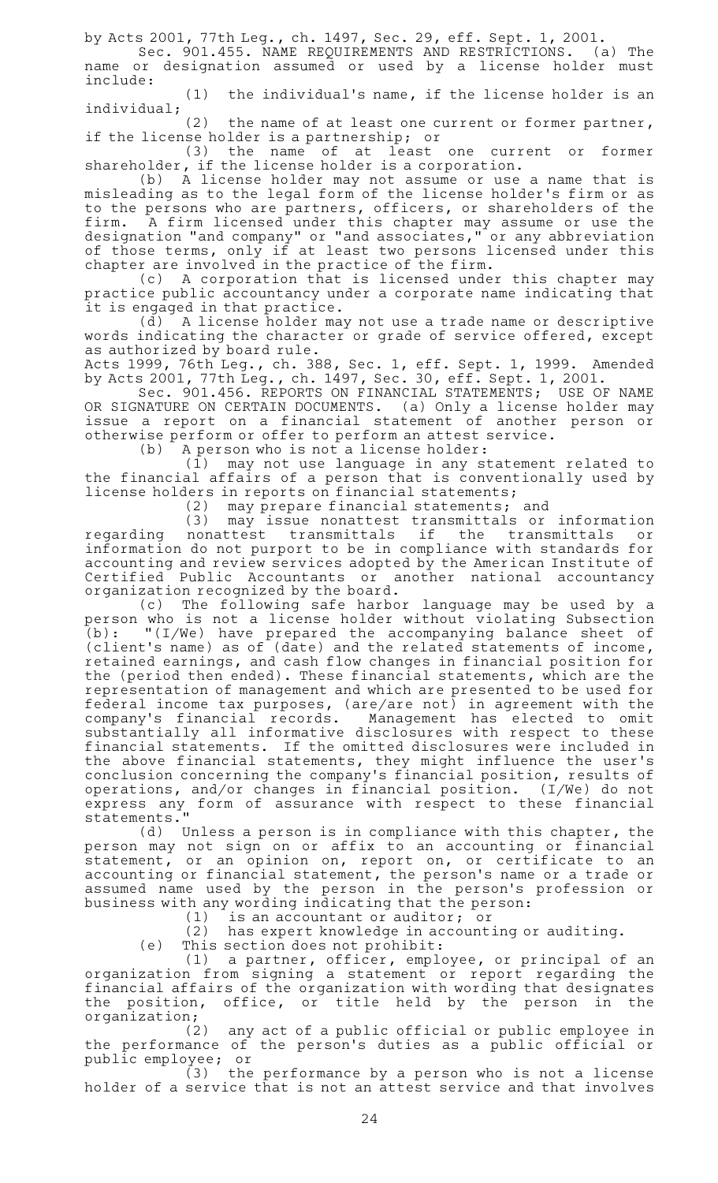by Acts 2001, 77th Leg., ch. 1497, Sec. 29, eff. Sept. 1, 2001.

Sec. 901.455. NAME REQUIREMENTS AND RESTRICTIONS. (a) The name or designation assumed or used by a license holder must include:

(1) the individual's name, if the license holder is an individual;

(2) the name of at least one current or former partner, if the license holder is a partnership; or

(3) the name of at least one current or former shareholder, if the license holder is a corporation.

(b) A license holder may not assume or use a name that is misleading as to the legal form of the license holder's firm or as to the persons who are partners, officers, or shareholders of the firm. A firm licensed under this chapter may assume or use the designation "and company" or "and associates," or any abbreviation of those terms, only if at least two persons licensed under this chapter are involved in the practice of the firm.

(c) A corporation that is licensed under this chapter may practice public accountancy under a corporate name indicating that it is engaged in that practice.

(d) A license holder may not use a trade name or descriptive words indicating the character or grade of service offered, except as authorized by board rule.

Acts 1999, 76th Leg., ch. 388, Sec. 1, eff. Sept. 1, 1999. Amended by Acts 2001, 77th Leg., ch. 1497, Sec. 30, eff. Sept. 1, 2001.

Sec. 901.456. REPORTS ON FINANCIAL STATEMENTS; USE OF NAME OR SIGNATURE ON CERTAIN DOCUMENTS. (a) Only a license holder may issue a report on a financial statement of another person or otherwise perform or offer to perform an attest service.

(b) A person who is not a license holder:

(1) may not use language in any statement related to the financial affairs of a person that is conventionally used by license holders in reports on financial statements;

(2) may prepare financial statements; and

(3) may issue nonattest transmittals or information regarding nonattest transmittals if the transmittals or information do not purport to be in compliance with standards for accounting and review services adopted by the American Institute of Certified Public Accountants or another national accountancy organization recognized by the board.

(c) The following safe harbor language may be used by a person who is not a license holder without violating Subsection (b): "(I/We) have prepared the accompanying balance sheet of (client's name) as of (date) and the related statements of income, retained earnings, and cash flow changes in financial position for the (period then ended). These financial statements, which are the representation of management and which are presented to be used for federal income tax purposes, (are/are not) in agreement with the company's financial records. Management has elected to omit substantially all informative disclosures with respect to these financial statements. If the omitted disclosures were included in the above financial statements, they might influence the user's conclusion concerning the company's financial position, results of operations, and/or changes in financial position. (I/We) do not express any form of assurance with respect to these financial statements."

(d) Unless a person is in compliance with this chapter, the person may not sign on or affix to an accounting or financial statement, or an opinion on, report on, or certificate to an accounting or financial statement, the person's name or a trade or assumed name used by the person in the person's profession or business with any wording indicating that the person:

(1) is an accountant or auditor; or

(2) has expert knowledge in accounting or auditing.

(e) This section does not prohibit:

(1) a partner, officer, employee, or principal of an organization from signing a statement or report regarding the financial affairs of the organization with wording that designates the position, office, or title held by the person in the organization;

(2) any act of a public official or public employee in the performance of the person's duties as a public official or public employee; or

(3) the performance by a person who is not a license holder of a service that is not an attest service and that involves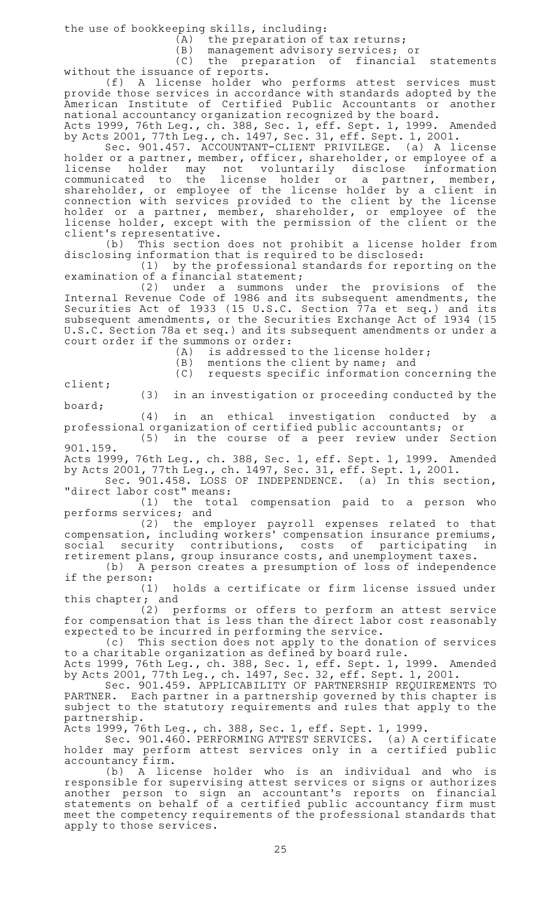the use of bookkeeping skills, including:

(A) the preparation of tax returns;

(B) management advisory services; or

(C) the preparation of financial statements without the issuance of reports.

(f) A license holder who performs attest services must provide those services in accordance with standards adopted by the American Institute of Certified Public Accountants or another national accountancy organization recognized by the board.

Acts 1999, 76th Leg., ch. 388, Sec. 1, eff. Sept. 1, 1999. Amended by Acts 2001, 77th Leg., ch. 1497, Sec. 31, eff. Sept. 1, 2001.

Sec. 901.457. ACCOUNTANT-CLIENT PRIVILEGE. (a) A license holder or a partner, member, officer, shareholder, or employee of a license holder may not voluntarily disclose information communicated to the license holder or a partner, member, shareholder, or employee of the license holder by a client in connection with services provided to the client by the license holder or a partner, member, shareholder, or employee of the license holder, except with the permission of the client or the client's representative.

(b) This section does not prohibit a license holder from disclosing information that is required to be disclosed:

(1) by the professional standards for reporting on the examination of a financial statement;

(2) under a summons under the provisions of the Internal Revenue Code of 1986 and its subsequent amendments, the Securities Act of 1933 (15 U.S.C. Section 77a et seq.) and its subsequent amendments, or the Securities Exchange Act of 1934 (15 U.S.C. Section 78a et seq.) and its subsequent amendments or under a court order if the summons or order:

(A) is addressed to the license holder;

(B) mentions the client by name; and

(C) requests specific information concerning the client;

(3) in an investigation or proceeding conducted by the board;

(4) in an ethical investigation conducted by a professional organization of certified public accountants; or

(5) in the course of a peer review under Section 901.159.

Acts 1999, 76th Leg., ch. 388, Sec. 1, eff. Sept. 1, 1999. Amended by Acts 2001, 77th Leg., ch. 1497, Sec. 31, eff. Sept. 1, 2001.

Sec. 901.458. LOSS OF INDEPENDENCE. (a) In this section, "direct labor cost" means:

(1) the total compensation paid to a person who performs services; and

(2) the employer payroll expenses related to that compensation, including workers' compensation insurance premiums, social security contributions, costs of participating in retirement plans, group insurance costs, and unemployment taxes.

(b) A person creates a presumption of loss of independence if the person:

(1) holds a certificate or firm license issued under this chapter; and

(2) performs or offers to perform an attest service for compensation that is less than the direct labor cost reasonably expected to be incurred in performing the service.

(c) This section does not apply to the donation of services to a charitable organization as defined by board rule.

Acts 1999, 76th Leg., ch. 388, Sec. 1, eff. Sept. 1, 1999. Amended by Acts 2001, 77th Leg., ch. 1497, Sec. 32, eff. Sept. 1, 2001.

Sec. 901.459. APPLICABILITY OF PARTNERSHIP REQUIREMENTS TO PARTNER. Each partner in a partnership governed by this chapter is subject to the statutory requirements and rules that apply to the partnership.

Acts 1999, 76th Leg., ch. 388, Sec. 1, eff. Sept. 1, 1999.

Sec. 901.460. PERFORMING ATTEST SERVICES. (a) A certificate holder may perform attest services only in a certified public accountancy firm.

(b) A license holder who is an individual and who is responsible for supervising attest services or signs or authorizes another person to sign an accountant's reports on financial statements on behalf of a certified public accountancy firm must meet the competency requirements of the professional standards that apply to those services.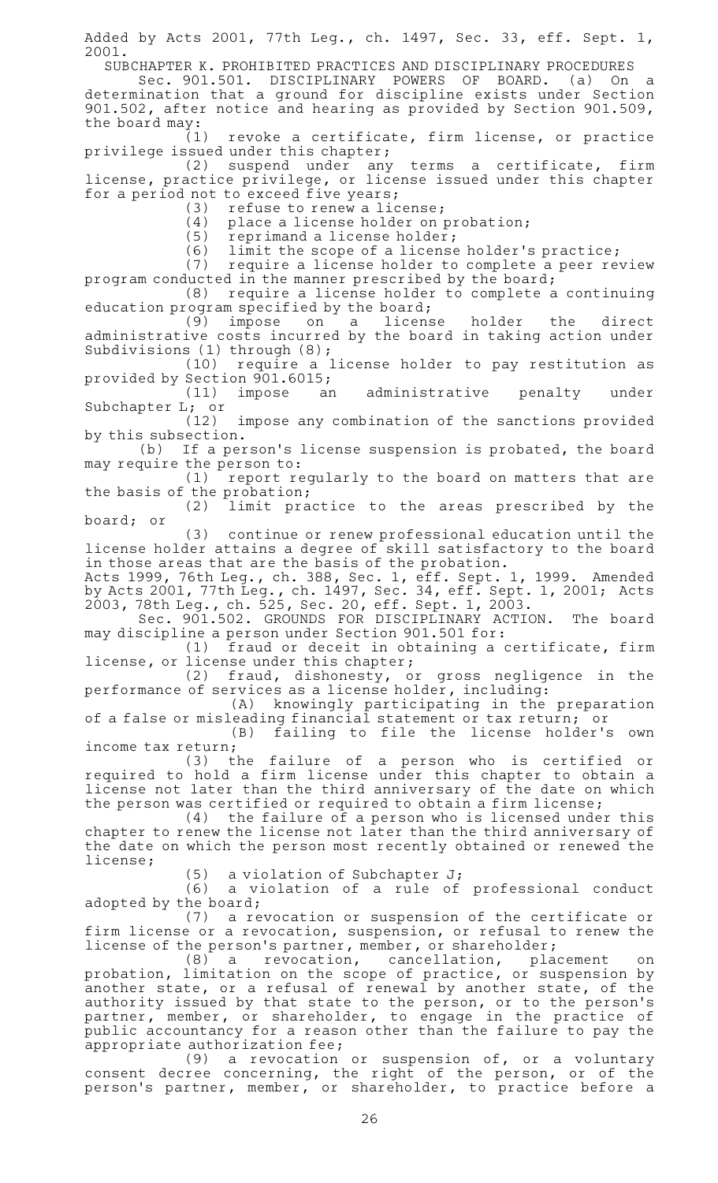Added by Acts 2001, 77th Leg., ch. 1497, Sec. 33, eff. Sept. 1, 2001.

SUBCHAPTER K. PROHIBITED PRACTICES AND DISCIPLINARY PROCEDURES

Sec. 901.501. DISCIPLINARY POWERS OF BOARD. (a) On a determination that a ground for discipline exists under Section 901.502, after notice and hearing as provided by Section 901.509, the board may:

(1) revoke a certificate, firm license, or practice privilege issued under this chapter;

(2) suspend under any terms a certificate, firm license, practice privilege, or license issued under this chapter for a period not to exceed five years;

(3) refuse to renew a license;

(4) place a license holder on probation;

(5) reprimand a license holder;

(6) limit the scope of a license holder's practice;

(7) require a license holder to complete a peer review program conducted in the manner prescribed by the board;

(8) require a license holder to complete a continuing education program specified by the board;

(9) impose on a license holder the direct administrative costs incurred by the board in taking action under Subdivisions (1) through (8);

(10) require a license holder to pay restitution as provided by Section 901.6015;

(11) impose an administrative penalty under Subchapter L; or

(12) impose any combination of the sanctions provided by this subsection.

(b) If a person's license suspension is probated, the board may require the person to:

(1) report regularly to the board on matters that are the basis of the probation;

(2) limit practice to the areas prescribed by the board; or

(3) continue or renew professional education until the license holder attains a degree of skill satisfactory to the board in those areas that are the basis of the probation.

Acts 1999, 76th Leg., ch. 388, Sec. 1, eff. Sept. 1, 1999. Amended by Acts 2001, 77th Leg., ch. 1497, Sec. 34, eff. Sept. 1, 2001; Acts 2003, 78th Leg., ch. 525, Sec. 20, eff. Sept. 1, 2003.

Sec. 901.502. GROUNDS FOR DISCIPLINARY ACTION. The board may discipline a person under Section 901.501 for:

(1) fraud or deceit in obtaining a certificate, firm license, or license under this chapter;

(2) fraud, dishonesty, or gross negligence in the performance of services as a license holder, including:

(A) knowingly participating in the preparation of a false or misleading financial statement or tax return; or

(B) failing to file the license holder's own income tax return;

(3) the failure of a person who is certified or required to hold a firm license under this chapter to obtain a license not later than the third anniversary of the date on which the person was certified or required to obtain a firm license;

(4) the failure of a person who is licensed under this chapter to renew the license not later than the third anniversary of the date on which the person most recently obtained or renewed the license;

(5) a violation of Subchapter J;

(6) a violation of a rule of professional conduct adopted by the board;

(7) a revocation or suspension of the certificate or firm license or a revocation, suspension, or refusal to renew the license of the person's partner, member, or shareholder;

(8) a revocation, cancellation, placement on probation, limitation on the scope of practice, or suspension by another state, or a refusal of renewal by another state, of the authority issued by that state to the person, or to the person's partner, member, or shareholder, to engage in the practice of public accountancy for a reason other than the failure to pay the appropriate authorization fee;

(9) a revocation or suspension of, or a voluntary consent decree concerning, the right of the person, or of the person's partner, member, or shareholder, to practice before a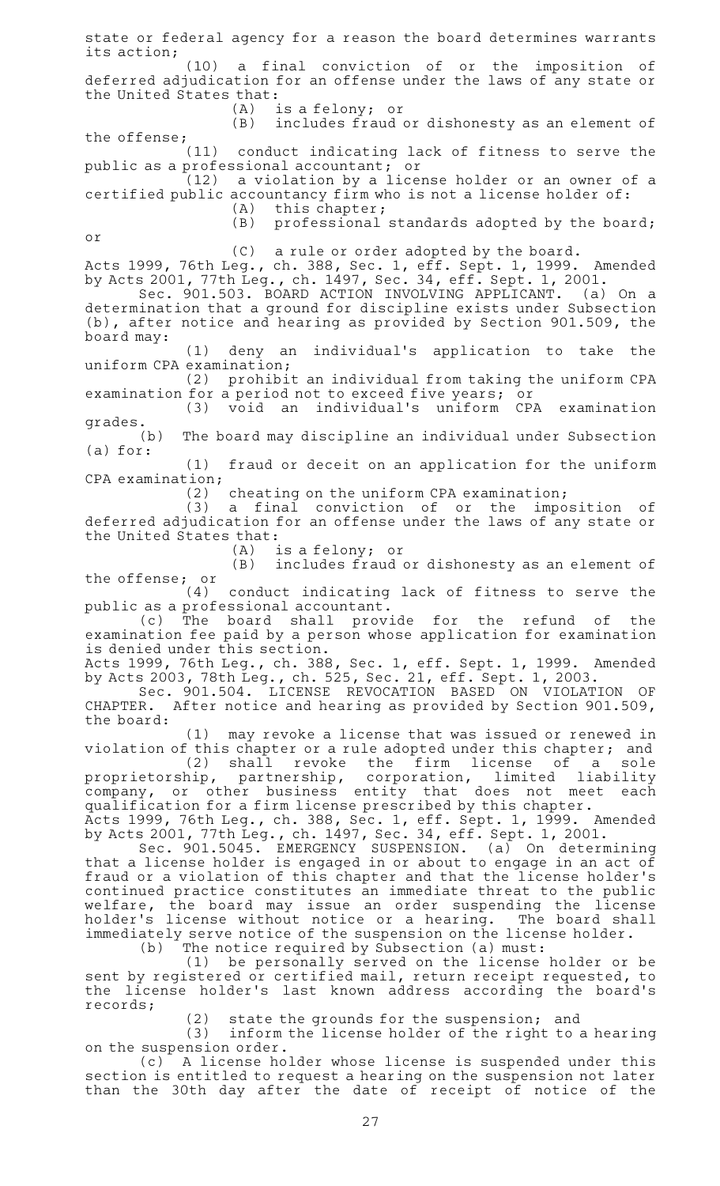state or federal agency for a reason the board determines warrants its action;

(10) a final conviction of or the imposition of deferred adjudication for an offense under the laws of any state or the United States that:

(A) is a felony; or

(B) includes fraud or dishonesty as an element of the offense;

(11) conduct indicating lack of fitness to serve the public as a professional accountant; or

(12) a violation by a license holder or an owner of a certified public accountancy firm who is not a license holder of:

(A) this chapter;

(B) professional standards adopted by the board; or

(C) a rule or order adopted by the board.

Acts 1999, 76th Leg., ch. 388, Sec. 1, eff. Sept. 1, 1999. Amended by Acts 2001, 77th Leg., ch. 1497, Sec. 34, eff. Sept. 1, 2001.

Sec. 901.503. BOARD ACTION INVOLVING APPLICANT. (a) On a determination that a ground for discipline exists under Subsection (b), after notice and hearing as provided by Section 901.509, the board may:

(1) deny an individual's application to take the uniform CPA examination;

(2) prohibit an individual from taking the uniform CPA examination for a period not to exceed five years; or

(3) void an individual's uniform CPA examination grades.

(b) The board may discipline an individual under Subsection (a) for:

(1) fraud or deceit on an application for the uniform CPA examination;

(2) cheating on the uniform CPA examination;

(3) a final conviction of or the imposition of deferred adjudication for an offense under the laws of any state or the United States that:

(A) is a felony; or

(B) includes fraud or dishonesty as an element of the offense; or

(4) conduct indicating lack of fitness to serve the public as a professional accountant.

(c) The board shall provide for the refund of the examination fee paid by a person whose application for examination is denied under this section.

Acts 1999, 76th Leg., ch. 388, Sec. 1, eff. Sept. 1, 1999. Amended by Acts 2003, 78th Leg., ch. 525, Sec. 21, eff. Sept. 1, 2003.

Sec. 901.504. LICENSE REVOCATION BASED ON VIOLATION OF CHAPTER. After notice and hearing as provided by Section 901.509, the board:

(1) may revoke a license that was issued or renewed in violation of this chapter or a rule adopted under this chapter; and

(2) shall revoke the firm license of a sole proprietorship, partnership, corporation, limited liability company, or other business entity that does not meet each qualification for a firm license prescribed by this chapter.

Acts 1999, 76th Leg., ch. 388, Sec. 1, eff. Sept. 1, 1999. Amended by Acts 2001, 77th Leg., ch. 1497, Sec. 34, eff. Sept. 1, 2001.

Sec. 901.5045. EMERGENCY SUSPENSION. (a) On determining that a license holder is engaged in or about to engage in an act of fraud or a violation of this chapter and that the license holder's continued practice constitutes an immediate threat to the public welfare, the board may issue an order suspending the license holder's license without notice or a hearing. The board shall immediately serve notice of the suspension on the license holder.

(b) The notice required by Subsection (a) must:

(1) be personally served on the license holder or be sent by registered or certified mail, return receipt requested, to the license holder's last known address according the board's records;

(2) state the grounds for the suspension; and

(3) inform the license holder of the right to a hearing on the suspension order.

(c) A license holder whose license is suspended under this section is entitled to request a hearing on the suspension not later than the 30th day after the date of receipt of notice of the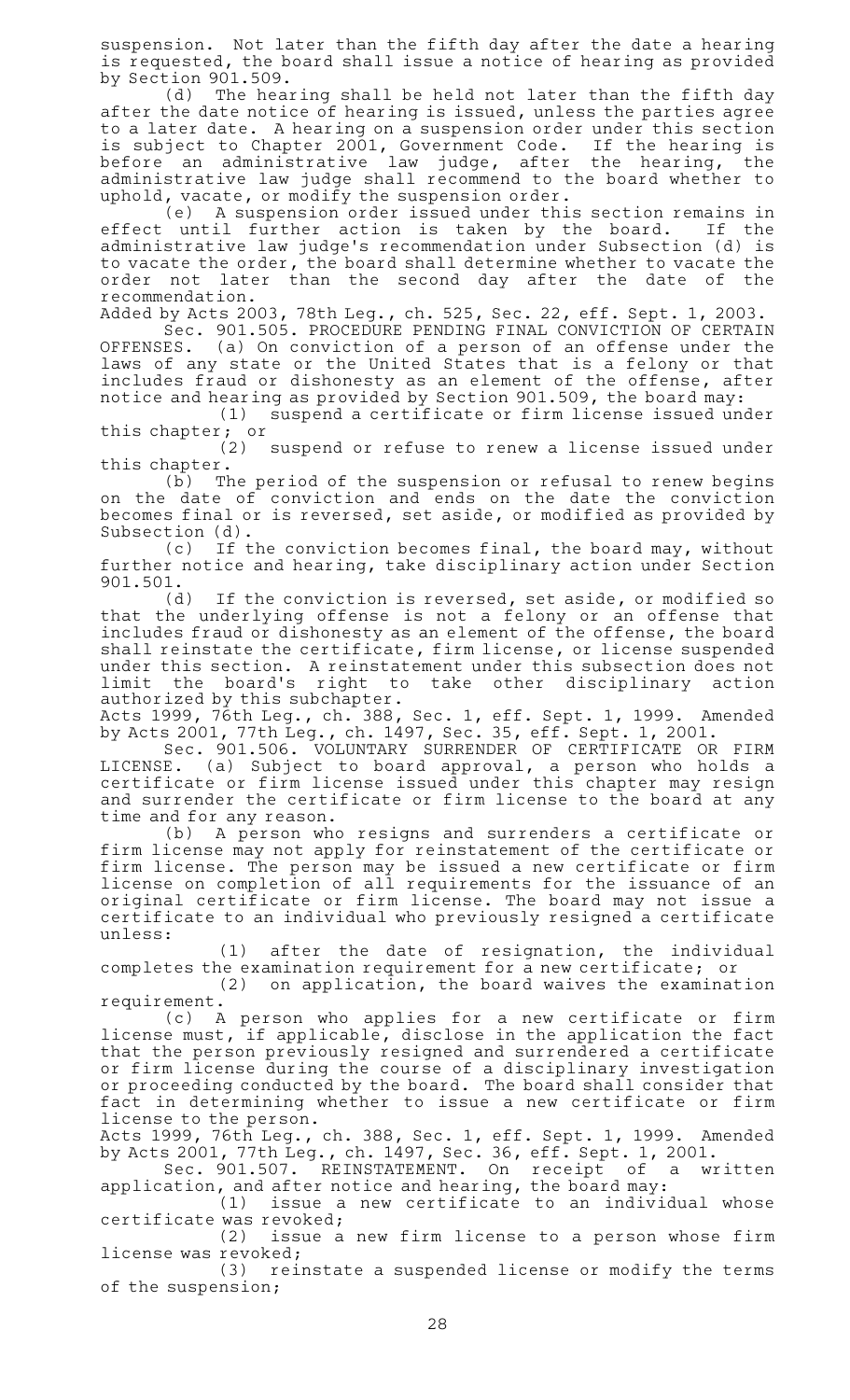suspension. Not later than the fifth day after the date a hearing is requested, the board shall issue a notice of hearing as provided by Section 901.509.

(d) The hearing shall be held not later than the fifth day after the date notice of hearing is issued, unless the parties agree to a later date. A hearing on a suspension order under this section is subject to Chapter 2001, Government Code. If the hearing is before an administrative law judge, after the hearing, the administrative law judge shall recommend to the board whether to uphold, vacate, or modify the suspension order.

(e) A suspension order issued under this section remains in effect until further action is taken by the board. If the administrative law judge's recommendation under Subsection (d) is to vacate the order, the board shall determine whether to vacate the order not later than the second day after the date of the recommendation.

Added by Acts 2003, 78th Leg., ch. 525, Sec. 22, eff. Sept. 1, 2003.

Sec. 901.505. PROCEDURE PENDING FINAL CONVICTION OF CERTAIN OFFENSES. (a) On conviction of a person of an offense under the laws of any state or the United States that is a felony or that includes fraud or dishonesty as an element of the offense, after notice and hearing as provided by Section 901.509, the board may:

(1) suspend a certificate or firm license issued under this chapter; or

(2) suspend or refuse to renew a license issued under this chapter.

(b) The period of the suspension or refusal to renew begins on the date of conviction and ends on the date the conviction becomes final or is reversed, set aside, or modified as provided by Subsection (d).

(c) If the conviction becomes final, the board may, without further notice and hearing, take disciplinary action under Section 901.501.

(d) If the conviction is reversed, set aside, or modified so that the underlying offense is not a felony or an offense that includes fraud or dishonesty as an element of the offense, the board shall reinstate the certificate, firm license, or license suspended under this section. A reinstatement under this subsection does not limit the board's right to take other disciplinary action authorized by this subchapter.

Acts 1999, 76th Leg., ch. 388, Sec. 1, eff. Sept. 1, 1999. Amended by Acts 2001, 77th Leg., ch. 1497, Sec. 35, eff. Sept. 1, 2001.

Sec. 901.506. VOLUNTARY SURRENDER OF CERTIFICATE OR FIRM LICENSE. (a) Subject to board approval, a person who holds a certificate or firm license issued under this chapter may resign and surrender the certificate or firm license to the board at any time and for any reason.

(b) A person who resigns and surrenders a certificate or firm license may not apply for reinstatement of the certificate or firm license. The person may be issued a new certificate or firm license on completion of all requirements for the issuance of an original certificate or firm license. The board may not issue a certificate to an individual who previously resigned a certificate unless:

(1) after the date of resignation, the individual completes the examination requirement for a new certificate; or

(2) on application, the board waives the examination requirement.

(c) A person who applies for a new certificate or firm license must, if applicable, disclose in the application the fact that the person previously resigned and surrendered a certificate or firm license during the course of a disciplinary investigation or proceeding conducted by the board. The board shall consider that fact in determining whether to issue a new certificate or firm license to the person.

Acts 1999, 76th Leg., ch. 388, Sec. 1, eff. Sept. 1, 1999. Amended by Acts 2001, 77th Leg., ch. 1497, Sec. 36, eff. Sept. 1, 2001.

Sec. 901.507. REINSTATEMENT. On receipt of a written application, and after notice and hearing, the board may:

(1) issue a new certificate to an individual whose certificate was revoked;

(2) issue a new firm license to a person whose firm license was revoked;

(3) reinstate a suspended license or modify the terms of the suspension;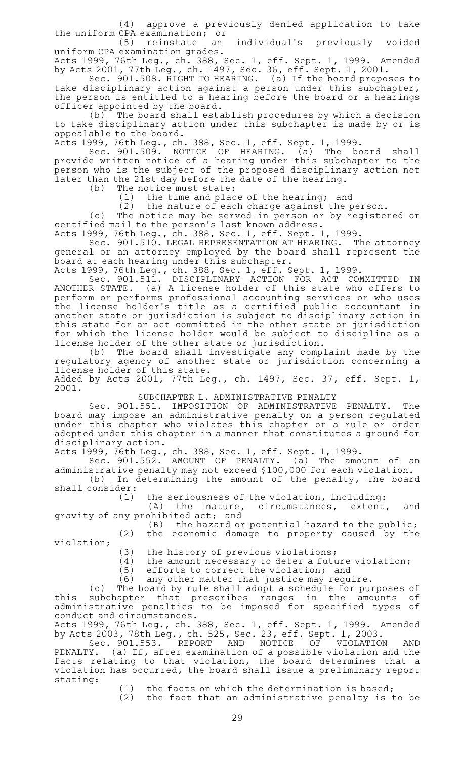(4) approve a previously denied application to take the uniform CPA examination; or

(5) reinstate an individual's previously voided uniform CPA examination grades.

Acts 1999, 76th Leg., ch. 388, Sec. 1, eff. Sept. 1, 1999. Amended by Acts 2001, 77th Leg., ch. 1497, Sec. 36, eff. Sept. 1, 2001.

Sec. 901.508. RIGHT TO HEARING. (a) If the board proposes to take disciplinary action against a person under this subchapter, the person is entitled to a hearing before the board or a hearings officer appointed by the board.

(b) The board shall establish procedures by which a decision to take disciplinary action under this subchapter is made by or is appealable to the board.

Acts 1999, 76th Leg., ch. 388, Sec. 1, eff. Sept. 1, 1999.

Sec. 901.509. NOTICE OF HEARING. (a) The board shall provide written notice of a hearing under this subchapter to the person who is the subject of the proposed disciplinary action not later than the 21st day before the date of the hearing.

(b) The notice must state:

(1) the time and place of the hearing; and

(2) the nature of each charge against the person.

(c) The notice may be served in person or by registered or certified mail to the person's last known address.

Acts 1999, 76th Leg., ch. 388, Sec. 1, eff. Sept. 1, 1999.

Sec. 901.510. LEGAL REPRESENTATION AT HEARING. The attorney general or an attorney employed by the board shall represent the board at each hearing under this subchapter.

Acts 1999, 76th Leg., ch. 388, Sec. 1, eff. Sept. 1, 1999.

Sec. 901.511. DISCIPLINARY ACTION FOR ACT COMMITTED IN ANOTHER STATE. (a) A license holder of this state who offers to perform or performs professional accounting services or who uses the license holder's title as a certified public accountant in another state or jurisdiction is subject to disciplinary action in this state for an act committed in the other state or jurisdiction for which the license holder would be subject to discipline as a license holder of the other state or jurisdiction.

(b) The board shall investigate any complaint made by the regulatory agency of another state or jurisdiction concerning a license holder of this state.

Added by Acts 2001, 77th Leg., ch. 1497, Sec. 37, eff. Sept. 1, 2001.

## SUBCHAPTER L. ADMINISTRATIVE PENALTY

Sec. 901.551. IMPOSITION OF ADMINISTRATIVE PENALTY. The board may impose an administrative penalty on a person regulated under this chapter who violates this chapter or a rule or order adopted under this chapter in a manner that constitutes a ground for disciplinary action.

Acts 1999, 76th Leg., ch. 388, Sec. 1, eff. Sept. 1, 1999.

Sec. 901.552. AMOUNT OF PENALTY. (a) The amount of an administrative penalty may not exceed $100,000 for each violation.

(b) In determining the amount of the penalty, the board shall consider:

(1) the seriousness of the violation, including:

(A) the nature, circumstances, extent, and gravity of any prohibited act; and

(B) the hazard or potential hazard to the public;

(2) the economic damage to property caused by the violation;

(3) the history of previous violations;

(4) the amount necessary to deter a future violation;

(5) efforts to correct the violation; and

(6) any other matter that justice may require.

(c) The board by rule shall adopt a schedule for purposes of this subchapter that prescribes ranges in the amounts of administrative penalties to be imposed for specified types of conduct and circumstances.

Acts 1999, 76th Leg., ch. 388, Sec. 1, eff. Sept. 1, 1999. Amended by Acts 2003, 78th Leg., ch. 525, Sec. 23, eff. Sept. 1, 2003.

Sec. 901.553. REPORT AND NOTICE OF VIOLATION AND PENALTY. (a) If, after examination of a possible violation and the facts relating to that violation, the board determines that a violation has occurred, the board shall issue a preliminary report stating:

(1) the facts on which the determination is based;

(2) the fact that an administrative penalty is to be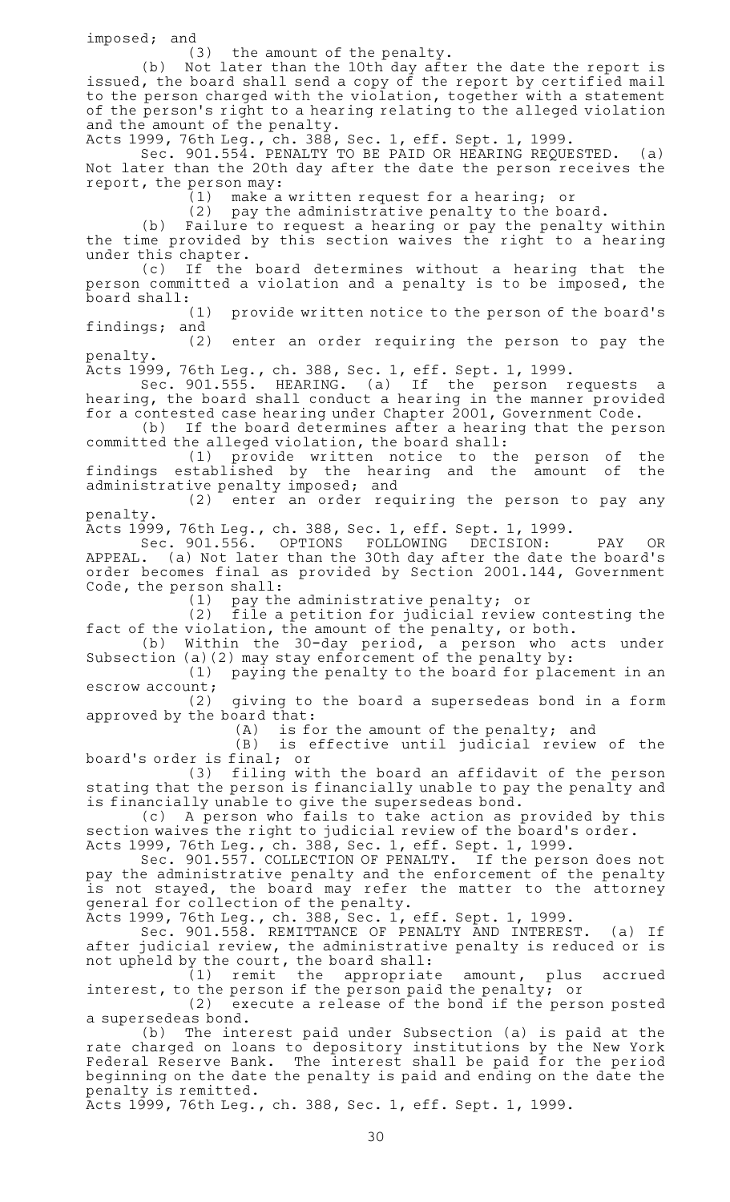imposed; and

(3) the amount of the penalty.

(b) Not later than the 10th day after the date the report is issued, the board shall send a copy of the report by certified mail to the person charged with the violation, together with a statement of the person's right to a hearing relating to the alleged violation and the amount of the penalty.

Acts 1999, 76th Leg., ch. 388, Sec. 1, eff. Sept. 1, 1999.

Sec. 901.554. PENALTY TO BE PAID OR HEARING REQUESTED. (a) Not later than the 20th day after the date the person receives the report, the person may:

(1) make a written request for a hearing; or

(2) pay the administrative penalty to the board.

(b) Failure to request a hearing or pay the penalty within the time provided by this section waives the right to a hearing under this chapter.

(c) If the board determines without a hearing that the person committed a violation and a penalty is to be imposed, the board shall:

(1) provide written notice to the person of the board's findings; and

(2) enter an order requiring the person to pay the penalty.

Acts 1999, 76th Leg., ch. 388, Sec. 1, eff. Sept. 1, 1999.

Sec. 901.555. HEARING. (a) If the person requests a hearing, the board shall conduct a hearing in the manner provided for a contested case hearing under Chapter 2001, Government Code.

(b) If the board determines after a hearing that the person committed the alleged violation, the board shall:

(1) provide written notice to the person of the findings established by the hearing and the amount of the administrative penalty imposed; and

(2) enter an order requiring the person to pay any penalty.

Acts 1999, 76th Leg., ch. 388, Sec. 1, eff. Sept. 1, 1999.

Sec. 901.556. OPTIONS FOLLOWING DECISION: PAY OR APPEAL. (a) Not later than the 30th day after the date the board's order becomes final as provided by Section 2001.144, Government Code, the person shall:

(1) pay the administrative penalty; or

(2) file a petition for judicial review contesting the fact of the violation, the amount of the penalty, or both.

(b) Within the 30-day period, a person who acts under Subsection (a)(2) may stay enforcement of the penalty by:

(1) paying the penalty to the board for placement in an escrow account;

(2) giving to the board a supersedeas bond in a form approved by the board that:

(A) is for the amount of the penalty; and

(B) is effective until judicial review of the board's order is final; or

(3) filing with the board an affidavit of the person stating that the person is financially unable to pay the penalty and is financially unable to give the supersedeas bond.

(c) A person who fails to take action as provided by this section waives the right to judicial review of the board's order.

Acts 1999, 76th Leg., ch. 388, Sec. 1, eff. Sept. 1, 1999.

Sec. 901.557. COLLECTION OF PENALTY. If the person does not pay the administrative penalty and the enforcement of the penalty is not stayed, the board may refer the matter to the attorney general for collection of the penalty.

Acts 1999, 76th Leg., ch. 388, Sec. 1, eff. Sept. 1, 1999.

Sec. 901.558. REMITTANCE OF PENALTY AND INTEREST. (a) If after judicial review, the administrative penalty is reduced or is not upheld by the court, the board shall:

(1) remit the appropriate amount, plus accrued interest, to the person if the person paid the penalty; or

(2) execute a release of the bond if the person posted a supersedeas bond.

(b) The interest paid under Subsection (a) is paid at the rate charged on loans to depository institutions by the New York Federal Reserve Bank. The interest shall be paid for the period beginning on the date the penalty is paid and ending on the date the penalty is remitted.

Acts 1999, 76th Leg., ch. 388, Sec. 1, eff. Sept. 1, 1999.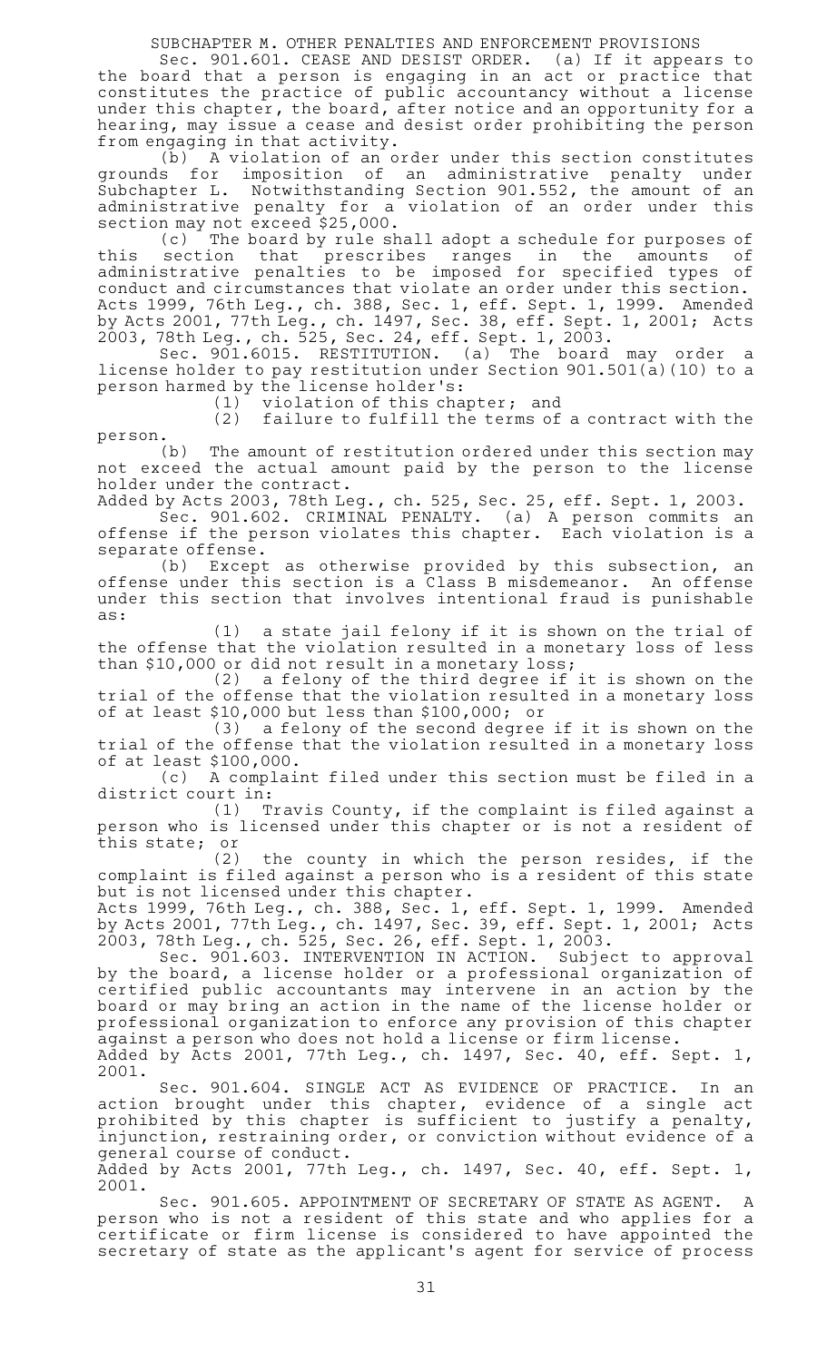SUBCHAPTER M. OTHER PENALTIES AND ENFORCEMENT PROVISIONS

Sec. 901.601. CEASE AND DESIST ORDER. (a) If it appears to the board that a person is engaging in an act or practice that constitutes the practice of public accountancy without a license under this chapter, the board, after notice and an opportunity for a hearing, may issue a cease and desist order prohibiting the person from engaging in that activity.

(b) A violation of an order under this section constitutes grounds for imposition of an administrative penalty under Subchapter L. Notwithstanding Section 901.552, the amount of an administrative penalty for a violation of an order under this section may not exceed $25,000.

(c) The board by rule shall adopt a schedule for purposes of this section that prescribes ranges in the amounts of administrative penalties to be imposed for specified types of conduct and circumstances that violate an order under this section.

Acts 1999, 76th Leg., ch. 388, Sec. 1, eff. Sept. 1, 1999. Amended by Acts 2001, 77th Leg., ch. 1497, Sec. 38, eff. Sept. 1, 2001; Acts 2003, 78th Leg., ch. 525, Sec. 24, eff. Sept. 1, 2003.

Sec. 901.6015. RESTITUTION. (a) The board may order a license holder to pay restitution under Section 901.501(a)(10) to a person harmed by the license holder's:

(1) violation of this chapter; and

(2) failure to fulfill the terms of a contract with the person.

(b) The amount of restitution ordered under this section may not exceed the actual amount paid by the person to the license holder under the contract.

Added by Acts 2003, 78th Leg., ch. 525, Sec. 25, eff. Sept. 1, 2003.

Sec. 901.602. CRIMINAL PENALTY. (a) A person commits an offense if the person violates this chapter. Each violation is a separate offense.

(b) Except as otherwise provided by this subsection, an offense under this section is a Class B misdemeanor. An offense under this section that involves intentional fraud is punishable as:

(1) a state jail felony if it is shown on the trial of the offense that the violation resulted in a monetary loss of less than $10,000 or did not result in a monetary loss;

(2) a felony of the third degree if it is shown on the trial of the offense that the violation resulted in a monetary loss of at least $10,000 but less than $100,000; or

(3) a felony of the second degree if it is shown on the trial of the offense that the violation resulted in a monetary loss of at least $100,000.

(c) A complaint filed under this section must be filed in a district court in:

(1) Travis County, if the complaint is filed against a person who is licensed under this chapter or is not a resident of this state; or

(2) the county in which the person resides, if the complaint is filed against a person who is a resident of this state but is not licensed under this chapter.

Acts 1999, 76th Leg., ch. 388, Sec. 1, eff. Sept. 1, 1999. Amended by Acts 2001, 77th Leg., ch. 1497, Sec. 39, eff. Sept. 1, 2001; Acts 2003, 78th Leg., ch. 525, Sec. 26, eff. Sept. 1, 2003.

Sec. 901.603. INTERVENTION IN ACTION. Subject to approval by the board, a license holder or a professional organization of certified public accountants may intervene in an action by the board or may bring an action in the name of the license holder or professional organization to enforce any provision of this chapter against a person who does not hold a license or firm license.

Added by Acts 2001, 77th Leg., ch. 1497, Sec. 40, eff. Sept. 1, 2001.

Sec. 901.604. SINGLE ACT AS EVIDENCE OF PRACTICE. In an action brought under this chapter, evidence of a single act prohibited by this chapter is sufficient to justify a penalty, injunction, restraining order, or conviction without evidence of a general course of conduct.

Added by Acts 2001, 77th Leg., ch. 1497, Sec. 40, eff. Sept. 1, 2001.

Sec. 901.605. APPOINTMENT OF SECRETARY OF STATE AS AGENT. A person who is not a resident of this state and who applies for a certificate or firm license is considered to have appointed the secretary of state as the applicant's agent for service of process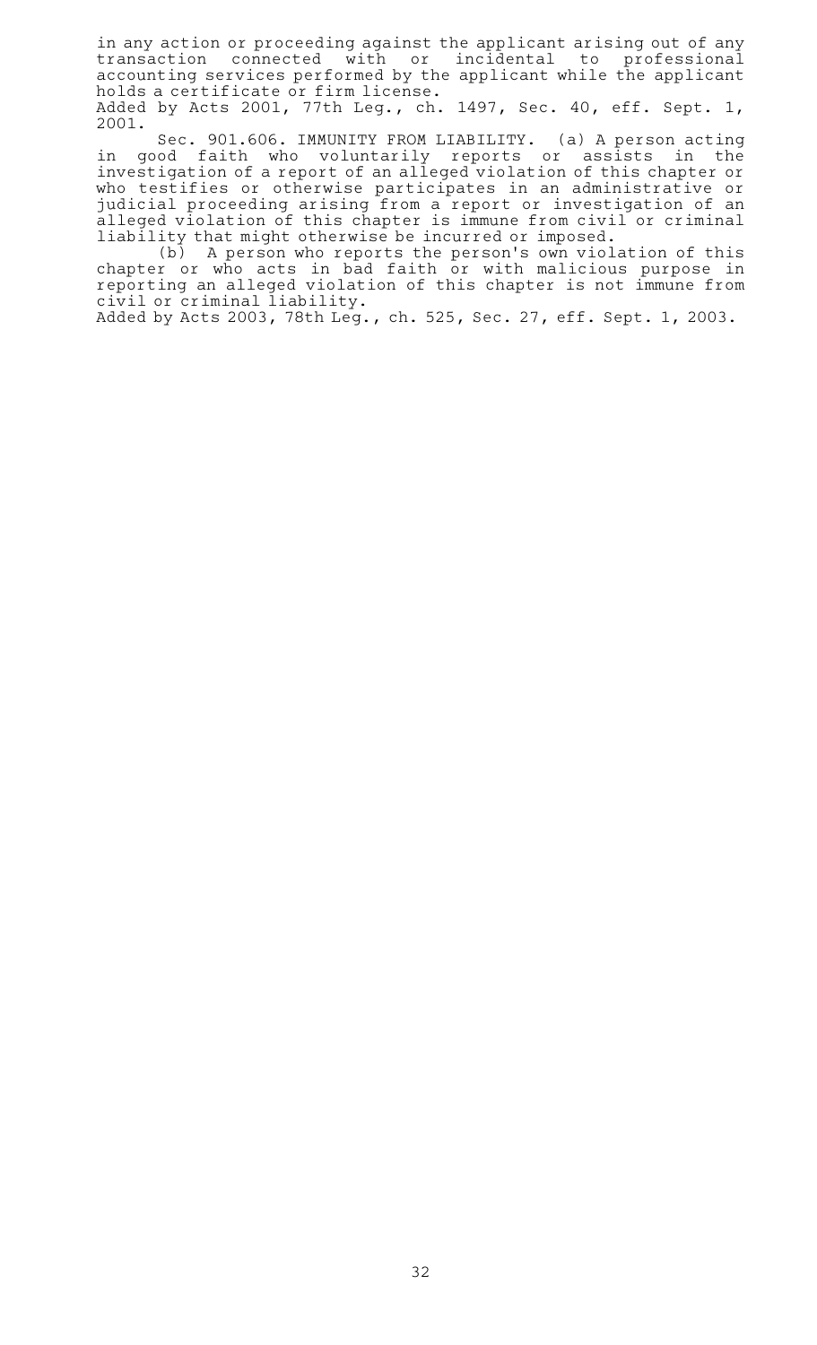in any action or proceeding against the applicant arising out of any transaction connected with or incidental to professional accounting services performed by the applicant while the applicant holds a certificate or firm license.

Added by Acts 2001, 77th Leg., ch. 1497, Sec. 40, eff. Sept. 1, 2001.

Sec. 901.606. IMMUNITY FROM LIABILITY. (a) A person acting in good faith who voluntarily reports or assists in the investigation of a report of an alleged violation of this chapter or who testifies or otherwise participates in an administrative or judicial proceeding arising from a report or investigation of an alleged violation of this chapter is immune from civil or criminal liability that might otherwise be incurred or imposed.

(b) A person who reports the person's own violation of this chapter or who acts in bad faith or with malicious purpose in reporting an alleged violation of this chapter is not immune from civil or criminal liability.

Added by Acts 2003, 78th Leg., ch. 525, Sec. 27, eff. Sept. 1, 2003.